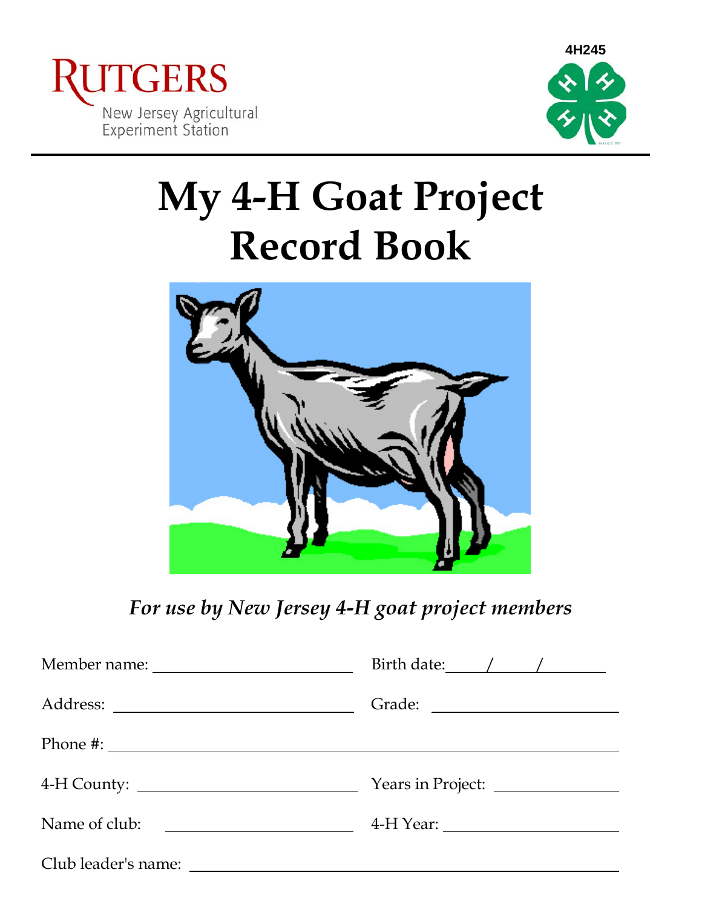Rutgers
New Jersey Agricultural Experiment Station

4H245

# My 4-H Goat Project Record Book

*For use by New Jersey 4-H goat project members*

Member name: ______________________ Birth date: ____/____/______

Address: ______________________ Grade: ______________________

Phone #: ______________________________________________

4-H County: ______________________ Years in Project: ______________

Name of club: ______________________ 4-H Year: ______________________

Club leader's name: ______________________________________________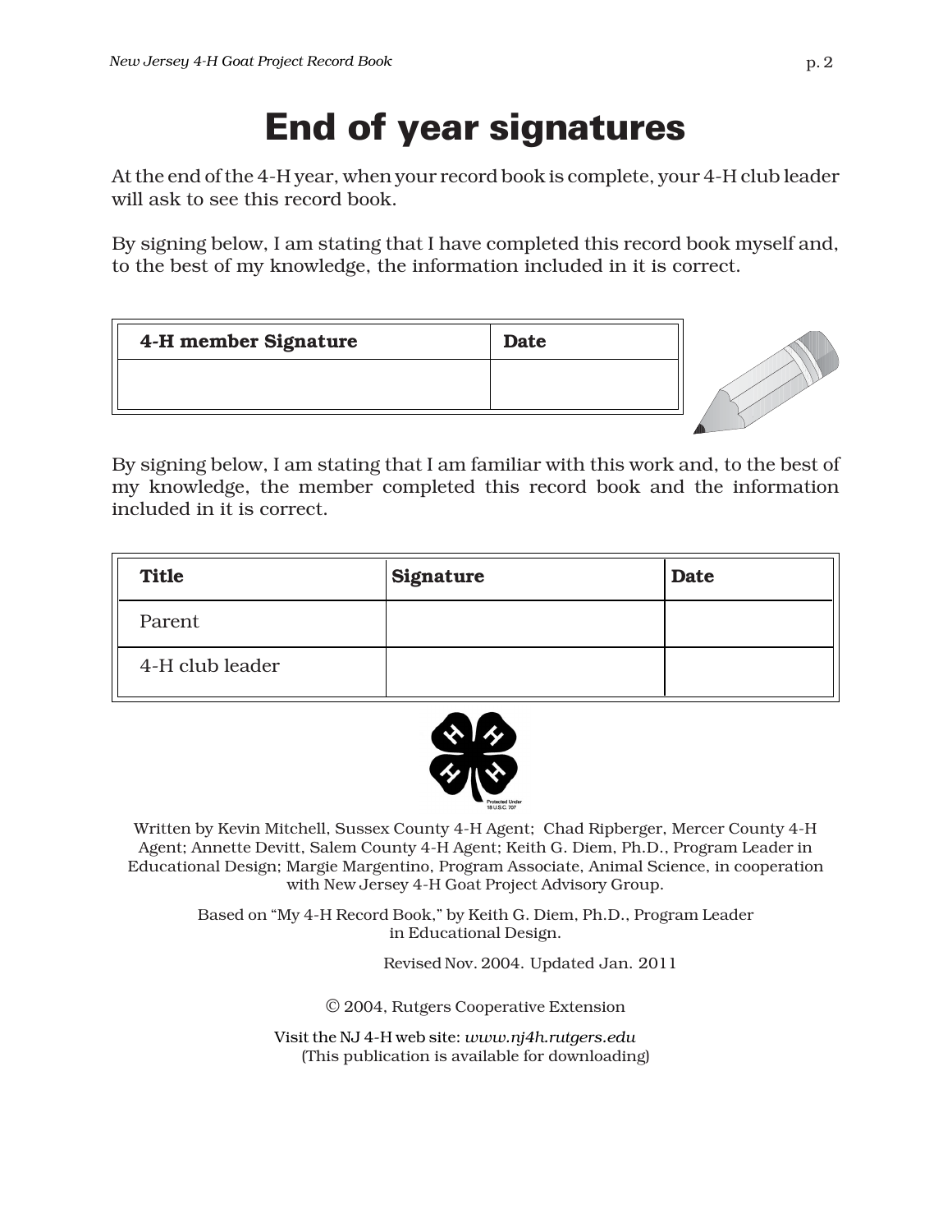# End of year signatures

At the end of the 4-H year, when your record book is complete, your 4-H club leader will ask to see this record book.

By signing below, I am stating that I have completed this record book myself and, to the best of my knowledge, the information included in it is correct.

| 4-H member Signature | Date |
|---|---|
| | |

By signing below, I am stating that I am familiar with this work and, to the best of my knowledge, the member completed this record book and the information included in it is correct.

| Title | Signature | Date |
|---|---|---|
| Parent | | |
| 4-H club leader | | |

Written by Kevin Mitchell, Sussex County 4-H Agent; Chad Ripberger, Mercer County 4-H Agent; Annette Devitt, Salem County 4-H Agent; Keith G. Diem, Ph.D., Program Leader in Educational Design; Margie Margentino, Program Associate, Animal Science, in cooperation with New Jersey 4-H Goat Project Advisory Group.

Based on "My 4-H Record Book," by Keith G. Diem, Ph.D., Program Leader in Educational Design.

Revised Nov. 2004. Updated Jan. 2011

© 2004, Rutgers Cooperative Extension

Visit the NJ 4-H web site: *www.nj4h.rutgers.edu*
(This publication is available for downloading)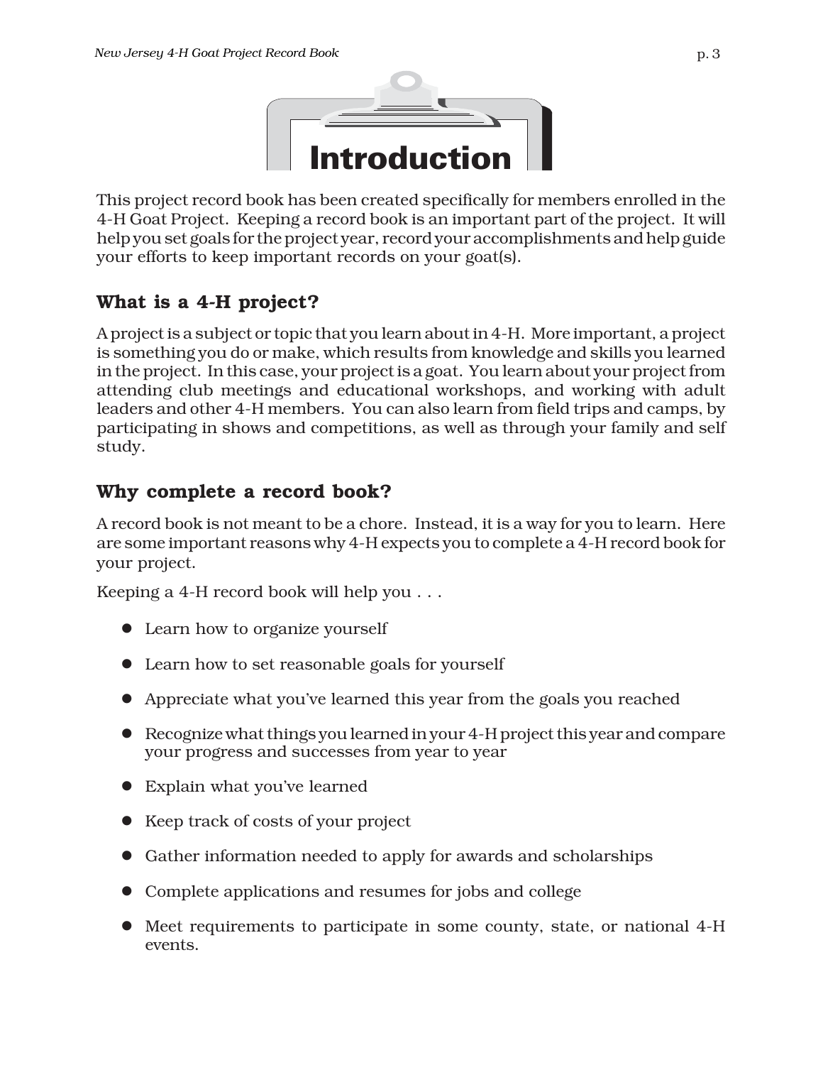# Introduction

This project record book has been created specifically for members enrolled in the 4-H Goat Project. Keeping a record book is an important part of the project. It will help you set goals for the project year, record your accomplishments and help guide your efforts to keep important records on your goat(s).

## What is a 4-H project?

A project is a subject or topic that you learn about in 4-H. More important, a project is something you do or make, which results from knowledge and skills you learned in the project. In this case, your project is a goat. You learn about your project from attending club meetings and educational workshops, and working with adult leaders and other 4-H members. You can also learn from field trips and camps, by participating in shows and competitions, as well as through your family and self study.

## Why complete a record book?

A record book is not meant to be a chore. Instead, it is a way for you to learn. Here are some important reasons why 4-H expects you to complete a 4-H record book for your project.

Keeping a 4-H record book will help you . . .

- Learn how to organize yourself
- Learn how to set reasonable goals for yourself
- Appreciate what you've learned this year from the goals you reached
- Recognize what things you learned in your 4-H project this year and compare your progress and successes from year to year
- Explain what you've learned
- Keep track of costs of your project
- Gather information needed to apply for awards and scholarships
- Complete applications and resumes for jobs and college
- Meet requirements to participate in some county, state, or national 4-H events.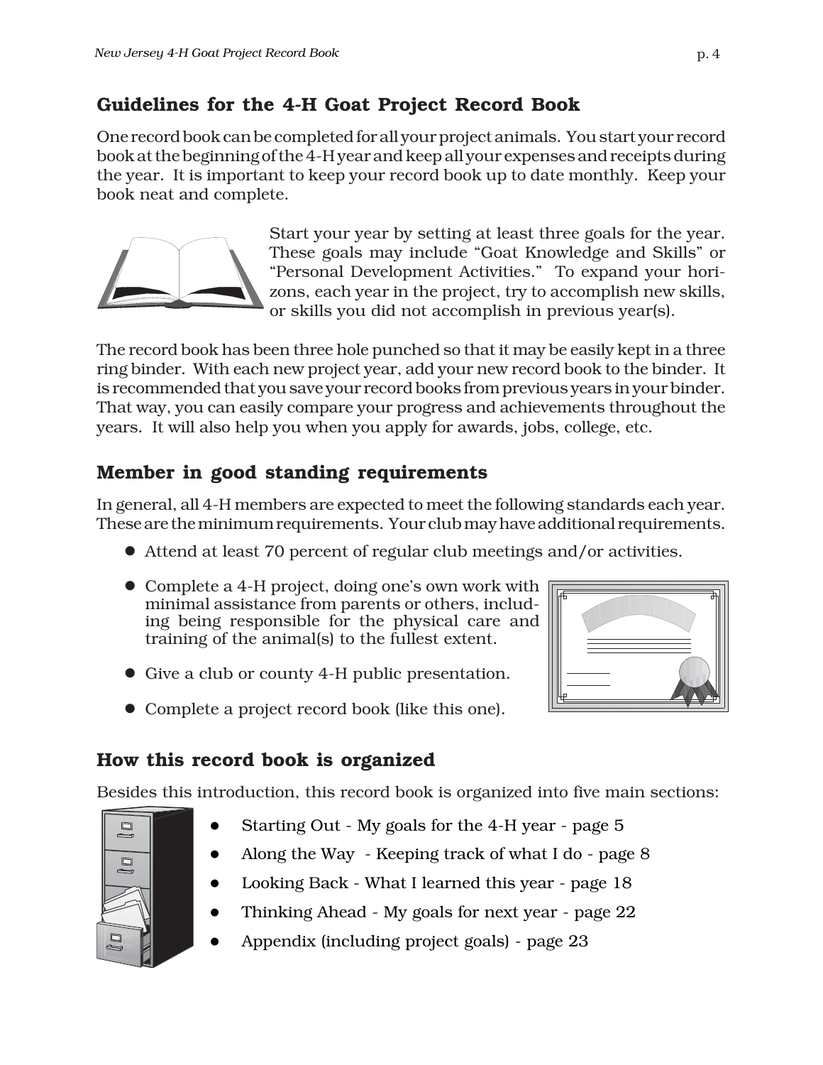## Guidelines for the 4-H Goat Project Record Book

One record book can be completed for all your project animals. You start your record book at the beginning of the 4-H year and keep all your expenses and receipts during the year. It is important to keep your record book up to date monthly. Keep your book neat and complete.

Start your year by setting at least three goals for the year. These goals may include "Goat Knowledge and Skills" or "Personal Development Activities." To expand your horizons, each year in the project, try to accomplish new skills, or skills you did not accomplish in previous year(s).

The record book has been three hole punched so that it may be easily kept in a three ring binder. With each new project year, add your new record book to the binder. It is recommended that you save your record books from previous years in your binder. That way, you can easily compare your progress and achievements throughout the years. It will also help you when you apply for awards, jobs, college, etc.

## Member in good standing requirements

In general, all 4-H members are expected to meet the following standards each year. These are the minimum requirements. Your club may have additional requirements.

- Attend at least 70 percent of regular club meetings and/or activities.
- Complete a 4-H project, doing one's own work with minimal assistance from parents or others, including being responsible for the physical care and training of the animal(s) to the fullest extent.
- Give a club or county 4-H public presentation.
- Complete a project record book (like this one).

## How this record book is organized

Besides this introduction, this record book is organized into five main sections:

- Starting Out - My goals for the 4-H year - page 5
- Along the Way - Keeping track of what I do - page 8
- Looking Back - What I learned this year - page 18
- Thinking Ahead - My goals for next year - page 22
- Appendix (including project goals) - page 23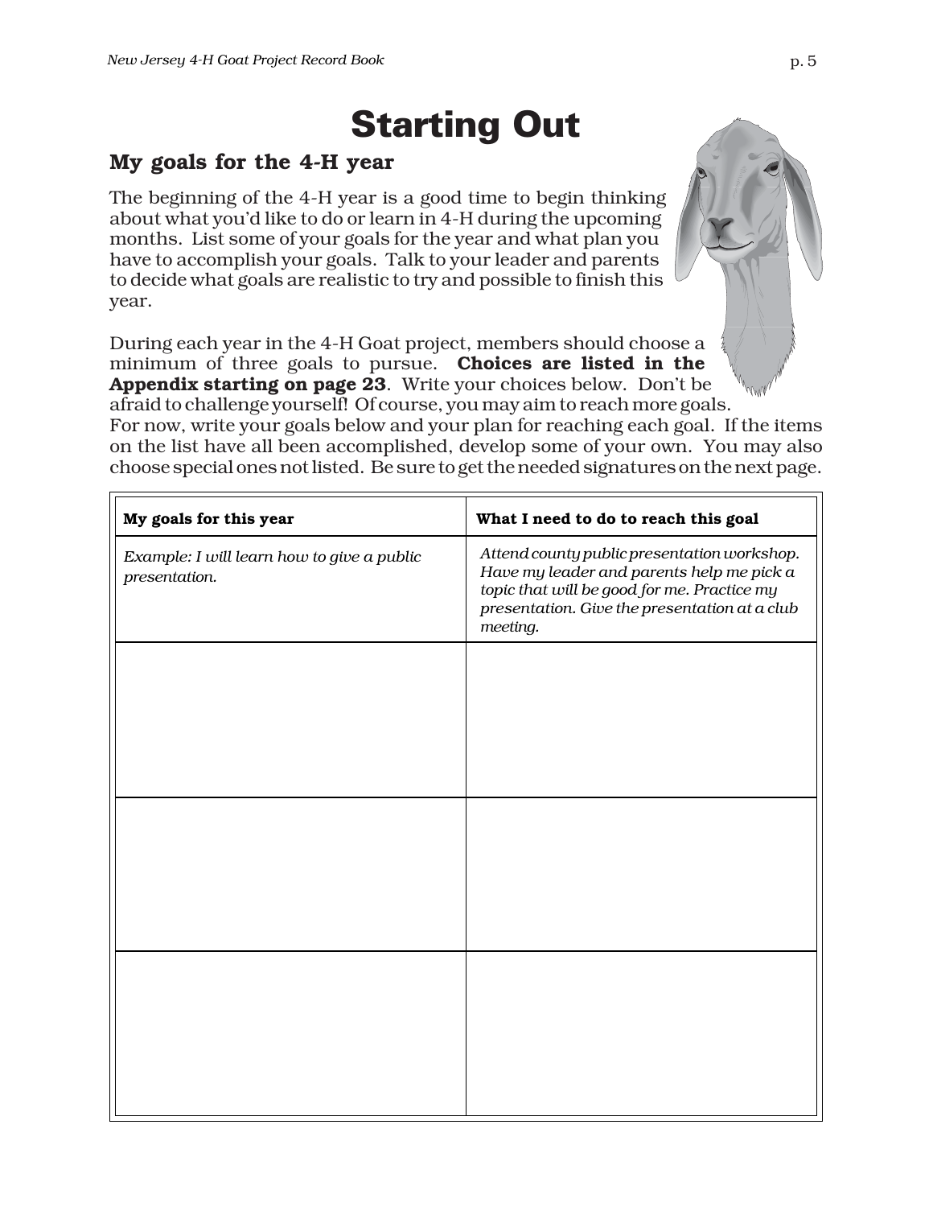# Starting Out

## My goals for the 4-H year

The beginning of the 4-H year is a good time to begin thinking about what you'd like to do or learn in 4-H during the upcoming months. List some of your goals for the year and what plan you have to accomplish your goals. Talk to your leader and parents to decide what goals are realistic to try and possible to finish this year.

During each year in the 4-H Goat project, members should choose a minimum of three goals to pursue. **Choices are listed in the Appendix starting on page 23**. Write your choices below. Don't be afraid to challenge yourself! Of course, you may aim to reach more goals. For now, write your goals below and your plan for reaching each goal. If the items on the list have all been accomplished, develop some of your own. You may also choose special ones not listed. Be sure to get the needed signatures on the next page.

| My goals for this year | What I need to do to reach this goal |
|---|---|
| *Example: I will learn how to give a public presentation.* | *Attend county public presentation workshop. Have my leader and parents help me pick a topic that will be good for me. Practice my presentation. Give the presentation at a club meeting.* |
| | |
| | |
| | |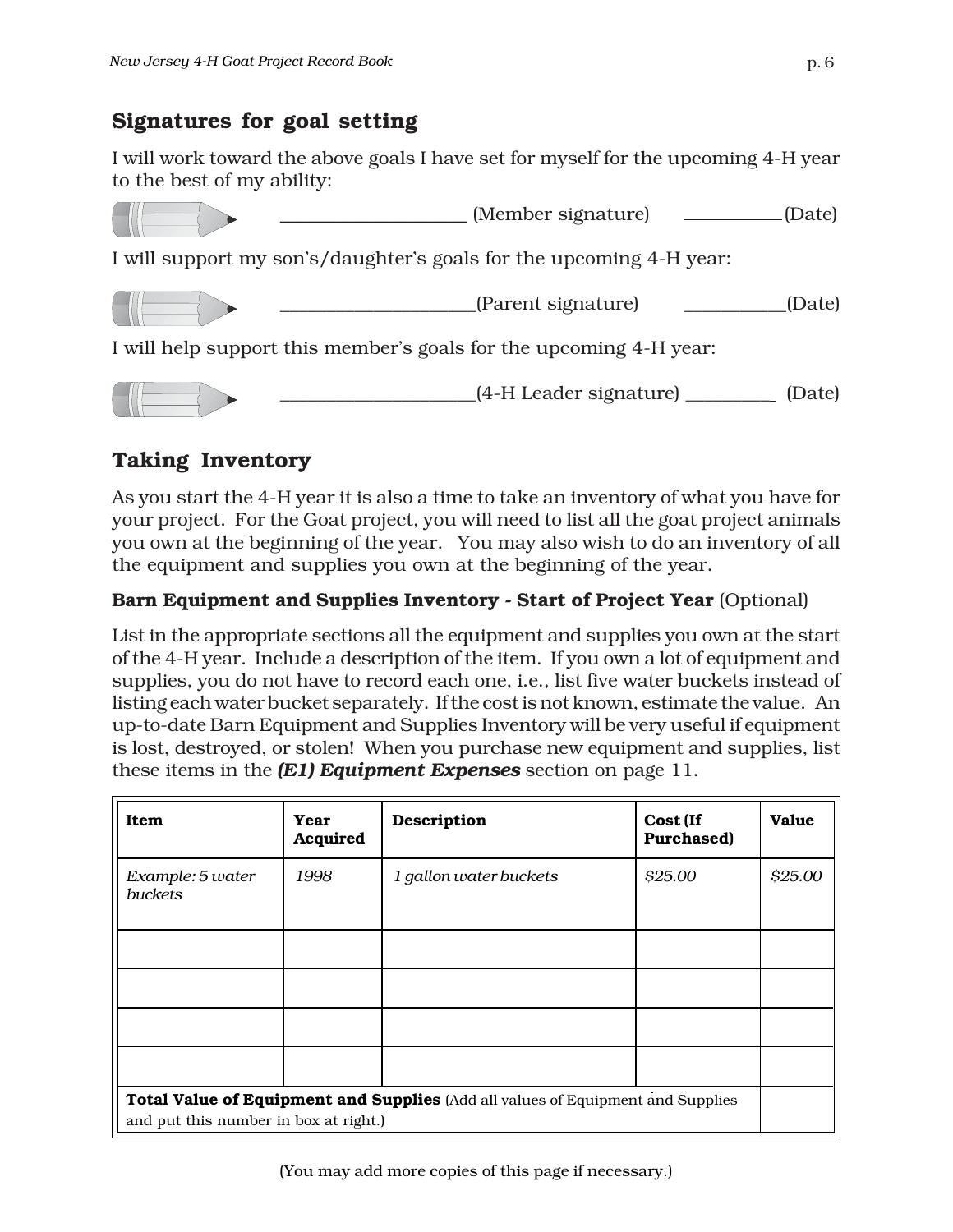## Signatures for goal setting

I will work toward the above goals I have set for myself for the upcoming 4-H year to the best of my ability:

____________________ (Member signature) __________(Date)

I will support my son's/daughter's goals for the upcoming 4-H year:

____________________(Parent signature) __________(Date)

I will help support this member's goals for the upcoming 4-H year:

____________________(4-H Leader signature) _________ (Date)

## Taking Inventory

As you start the 4-H year it is also a time to take an inventory of what you have for your project. For the Goat project, you will need to list all the goat project animals you own at the beginning of the year. You may also wish to do an inventory of all the equipment and supplies you own at the beginning of the year.

**Barn Equipment and Supplies Inventory - Start of Project Year** (Optional)

List in the appropriate sections all the equipment and supplies you own at the start of the 4-H year. Include a description of the item. If you own a lot of equipment and supplies, you do not have to record each one, i.e., list five water buckets instead of listing each water bucket separately. If the cost is not known, estimate the value. An up-to-date Barn Equipment and Supplies Inventory will be very useful if equipment is lost, destroyed, or stolen! When you purchase new equipment and supplies, list these items in the ***(E1) Equipment Expenses*** section on page 11.

| Item | Year Acquired | Description | Cost (If Purchased) | Value |
|---|---|---|---|---|
| *Example: 5 water buckets* | *1998* | *1 gallon water buckets* | *$25.00* | *$25.00* |
| | | | | |
| | | | | |
| | | | | |
| | | | | |
| **Total Value of Equipment and Supplies** (Add all values of Equipment and Supplies and put this number in box at right.) | | | | |

(You may add more copies of this page if necessary.)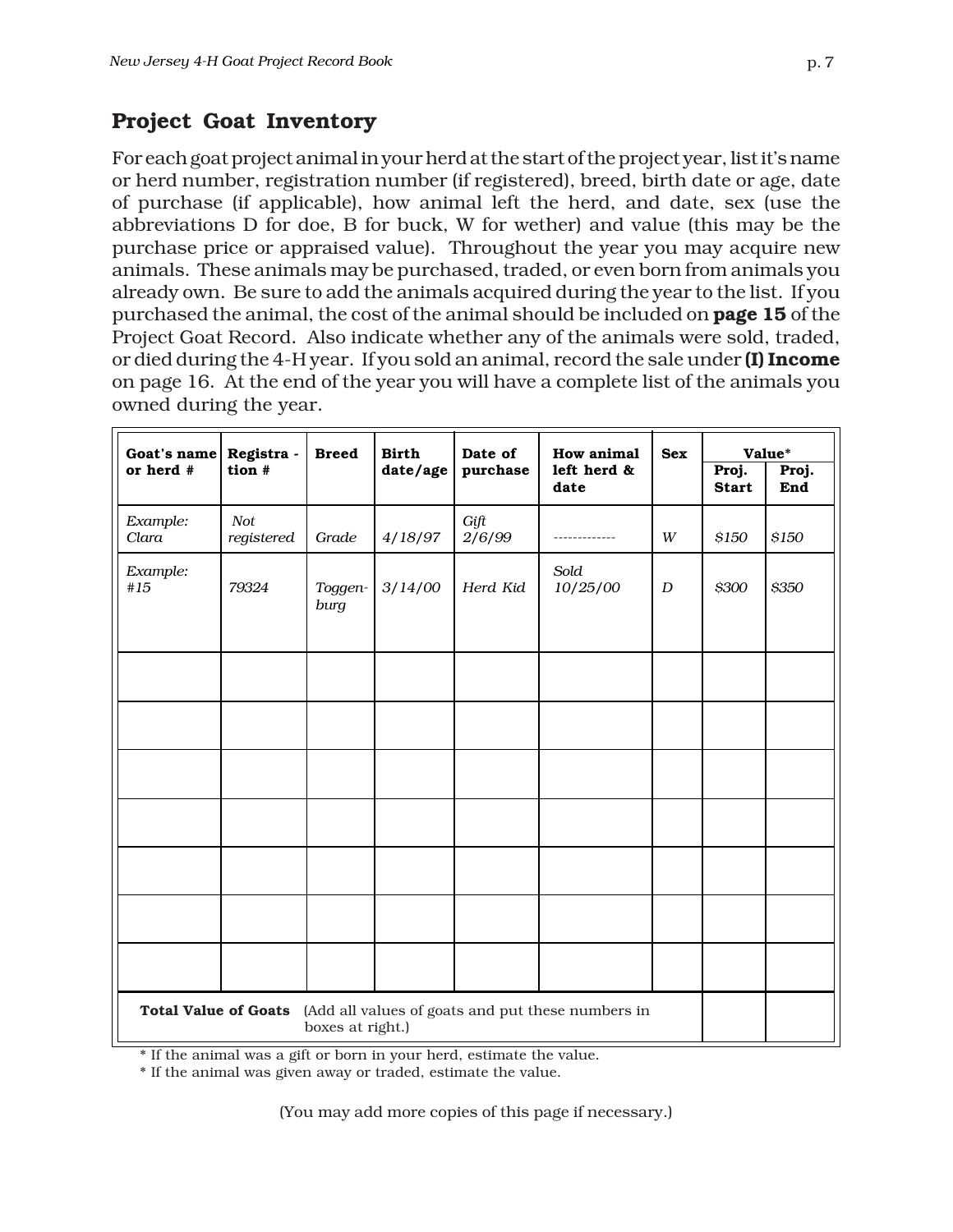## Project Goat Inventory

For each goat project animal in your herd at the start of the project year, list it's name or herd number, registration number (if registered), breed, birth date or age, date of purchase (if applicable), how animal left the herd, and date, sex (use the abbreviations D for doe, B for buck, W for wether) and value (this may be the purchase price or appraised value). Throughout the year you may acquire new animals. These animals may be purchased, traded, or even born from animals you already own. Be sure to add the animals acquired during the year to the list. If you purchased the animal, the cost of the animal should be included on **page 15** of the Project Goat Record. Also indicate whether any of the animals were sold, traded, or died during the 4-H year. If you sold an animal, record the sale under **(I) Income** on page 16. At the end of the year you will have a complete list of the animals you owned during the year.

| **Goat's name or herd #** | **Registra - tion #** | **Breed** | **Birth date/age** | **Date of purchase** | **How animal left herd & date** | **Sex** | **Value*** | |
|---|---|---|---|---|---|---|---|---|
| | | | | | | | **Proj. Start** | **Proj. End** |
| *Example: Clara* | *Not registered* | *Grade* | *4/18/97* | *Gift 2/6/99* | ------------- | *W* | *$150* | *$150* |
| *Example: #15* | *79324* | *Toggen-burg* | *3/14/00* | *Herd Kid* | *Sold 10/25/00* | *D* | *$300* | *$350* |
| | | | | | | | | |
| | | | | | | | | |
| | | | | | | | | |
| | | | | | | | | |
| | | | | | | | | |
| | | | | | | | | |
| | | | | | | | | |
| **Total Value of Goats** (Add all values of goats and put these numbers in boxes at right.) | | | | | | | | |

\* If the animal was a gift or born in your herd, estimate the value.

\* If the animal was given away or traded, estimate the value.

(You may add more copies of this page if necessary.)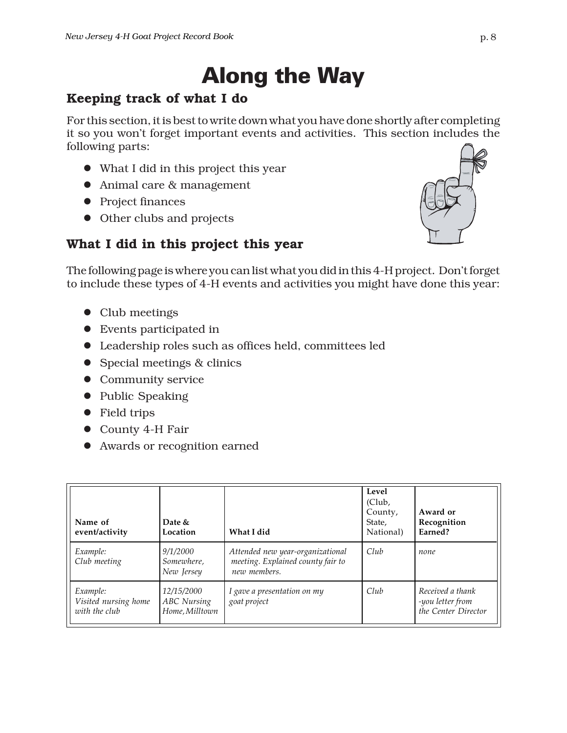# Along the Way

## Keeping track of what I do

For this section, it is best to write down what you have done shortly after completing it so you won't forget important events and activities. This section includes the following parts:

- What I did in this project this year
- Animal care & management
- Project finances
- Other clubs and projects

## What I did in this project this year

The following page is where you can list what you did in this 4-H project. Don't forget to include these types of 4-H events and activities you might have done this year:

- Club meetings
- Events participated in
- Leadership roles such as offices held, committees led
- Special meetings & clinics
- Community service
- Public Speaking
- Field trips
- County 4-H Fair
- Awards or recognition earned

| Name of event/activity | Date & Location | What I did | Level (Club, County, State, National) | Award or Recognition Earned? |
|---|---|---|---|---|
| *Example: Club meeting* | *9/1/2000 Somewhere, New Jersey* | *Attended new year-organizational meeting. Explained county fair to new members.* | *Club* | *none* |
| *Example: Visited nursing home with the club* | *12/15/2000 ABC Nursing Home, Milltown* | *I gave a presentation on my goat project* | *Club* | *Received a thank -you letter from the Center Director* |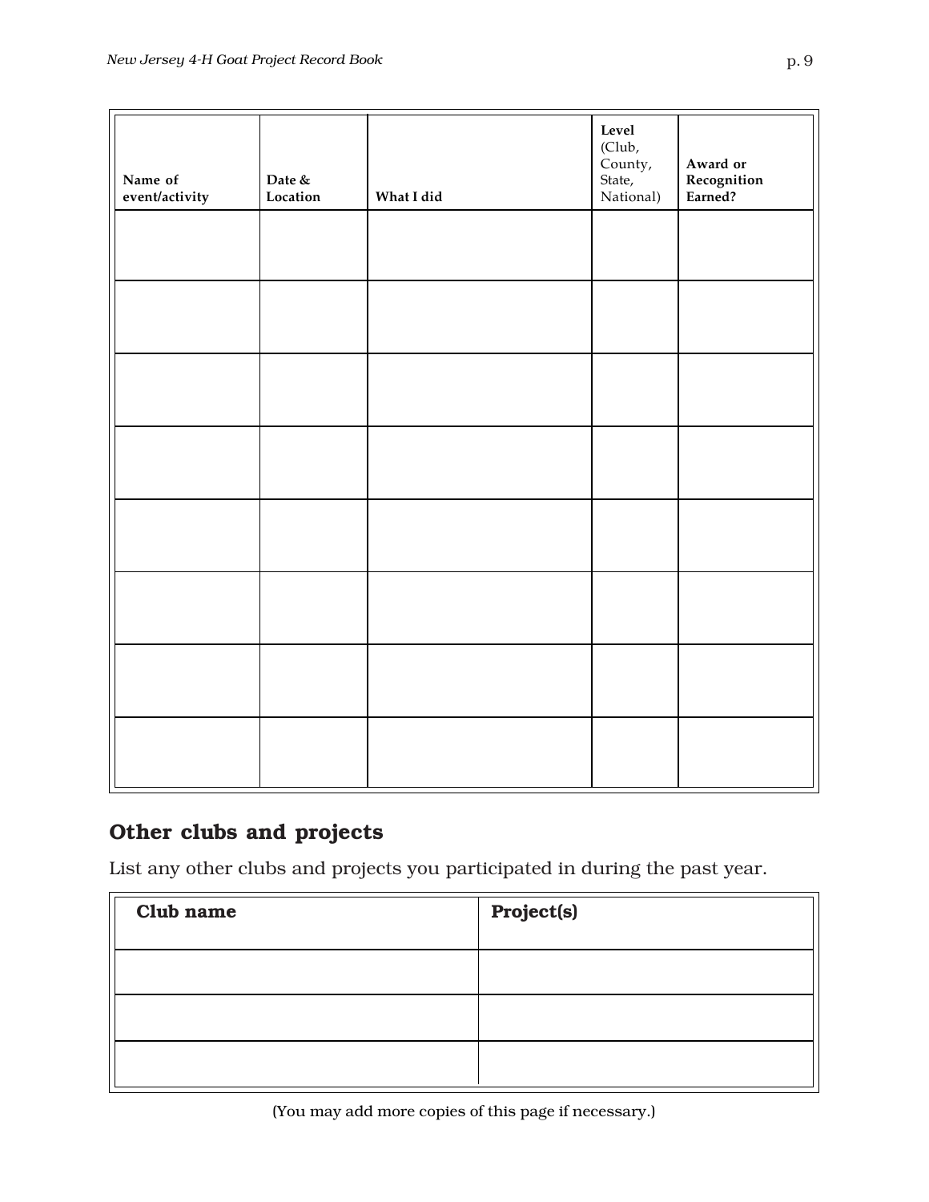| Name of event/activity | Date & Location | What I did | Level (Club, County, State, National) | Award or Recognition Earned? |
|---|---|---|---|---|
| | | | | |
| | | | | |
| | | | | |
| | | | | |
| | | | | |
| | | | | |
| | | | | |
| | | | | |

## Other clubs and projects

List any other clubs and projects you participated in during the past year.

| Club name | Project(s) |
|---|---|
| | |
| | |
| | |

(You may add more copies of this page if necessary.)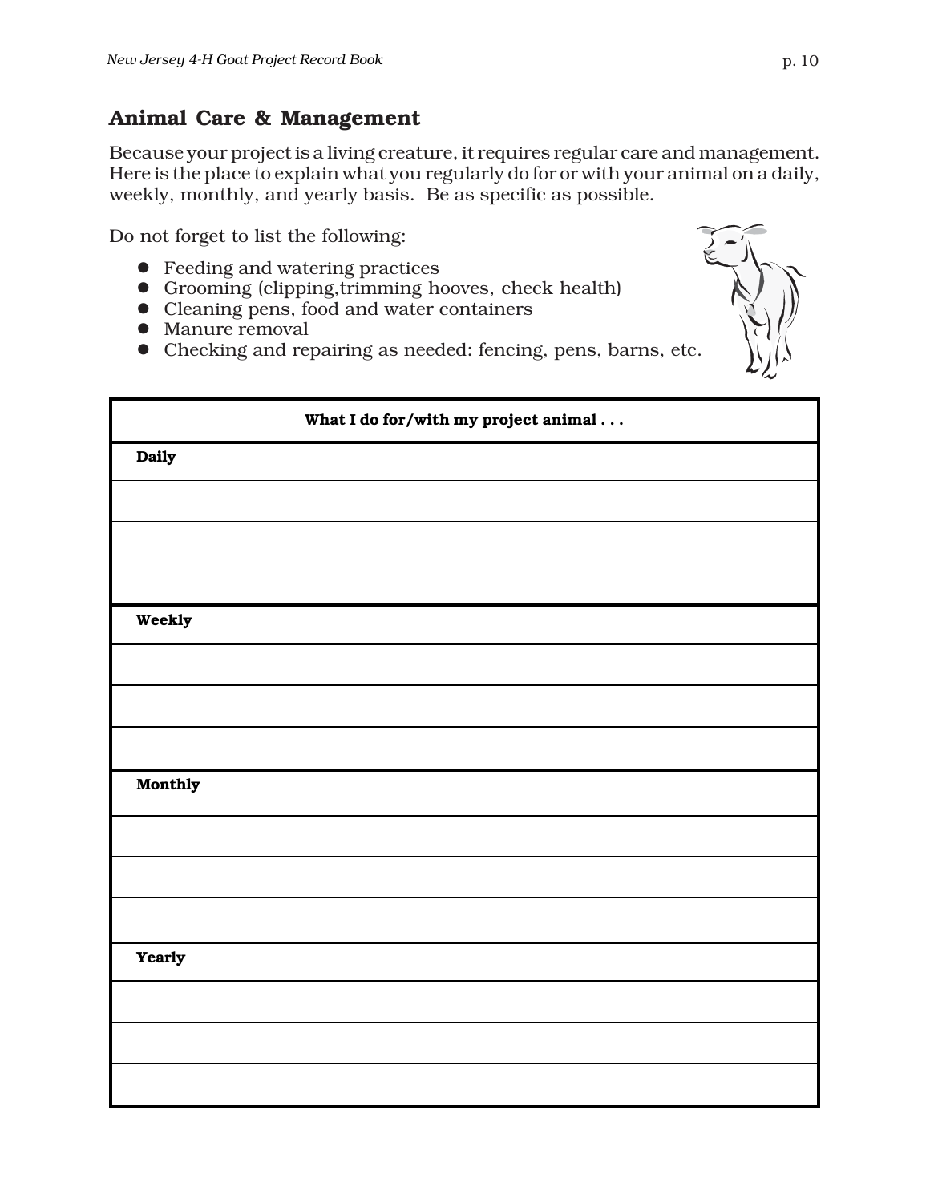## Animal Care & Management

Because your project is a living creature, it requires regular care and management. Here is the place to explain what you regularly do for or with your animal on a daily, weekly, monthly, and yearly basis. Be as specific as possible.

Do not forget to list the following:

- Feeding and watering practices
- Grooming (clipping,trimming hooves, check health)
- Cleaning pens, food and water containers
- Manure removal
- Checking and repairing as needed: fencing, pens, barns, etc.

| What I do for/with my project animal . . . |
|---|
| **Daily** |
| |
| |
| |
| **Weekly** |
| |
| |
| |
| **Monthly** |
| |
| |
| |
| **Yearly** |
| |
| |
| |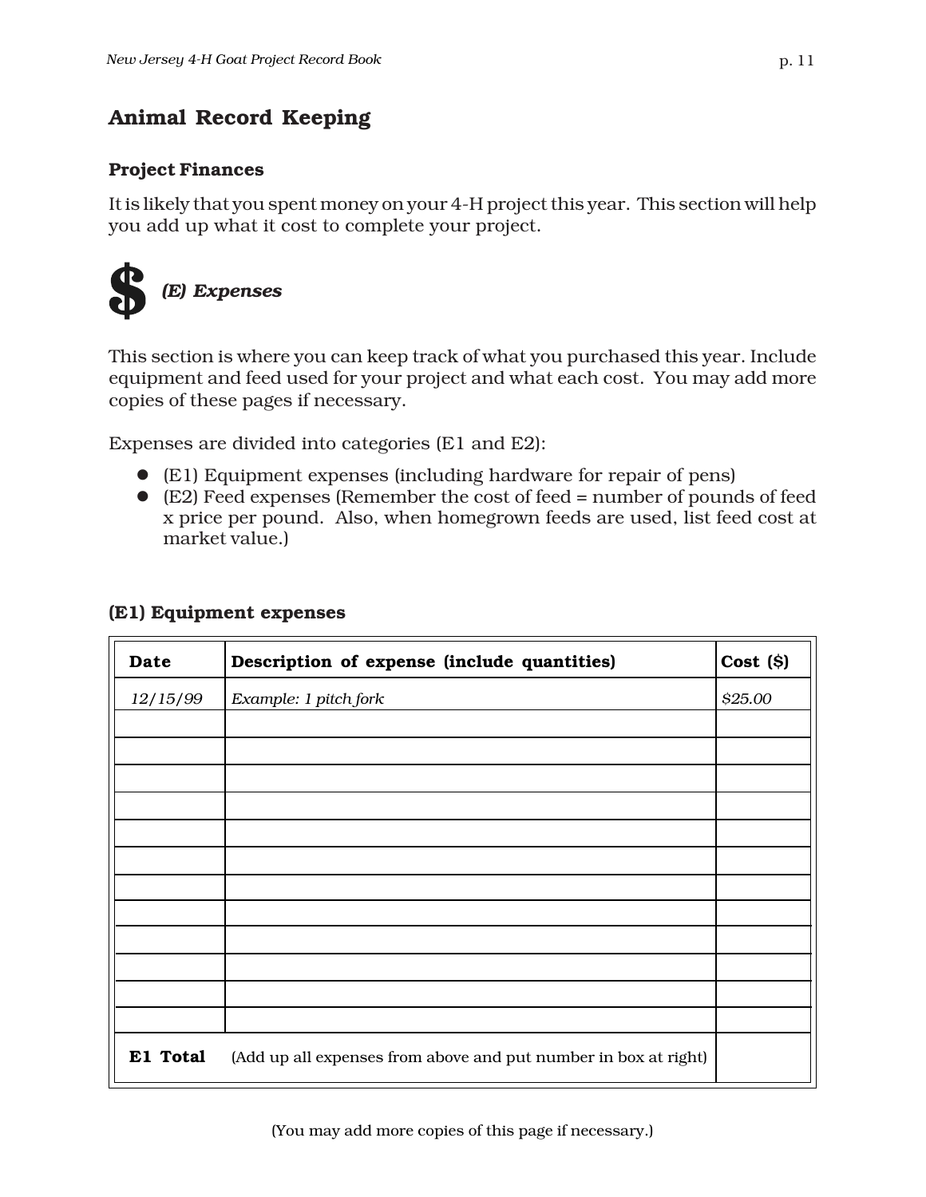# Animal Record Keeping

## Project Finances

It is likely that you spent money on your 4-H project this year. This section will help you add up what it cost to complete your project.

### $ *(E) Expenses*

This section is where you can keep track of what you purchased this year. Include equipment and feed used for your project and what each cost. You may add more copies of these pages if necessary.

Expenses are divided into categories (E1 and E2):

- (E1) Equipment expenses (including hardware for repair of pens)
- (E2) Feed expenses (Remember the cost of feed = number of pounds of feed x price per pound. Also, when homegrown feeds are used, list feed cost at market value.)

### (E1) Equipment expenses

| Date | Description of expense (include quantities) | Cost ($) |
|---|---|---|
| *12/15/99* | *Example: 1 pitch fork* | *$25.00* |
| | | |
| | | |
| | | |
| | | |
| | | |
| | | |
| | | |
| | | |
| | | |
| | | |
| | | |
| | | |
| **E1 Total** | (Add up all expenses from above and put number in box at right) | |

(You may add more copies of this page if necessary.)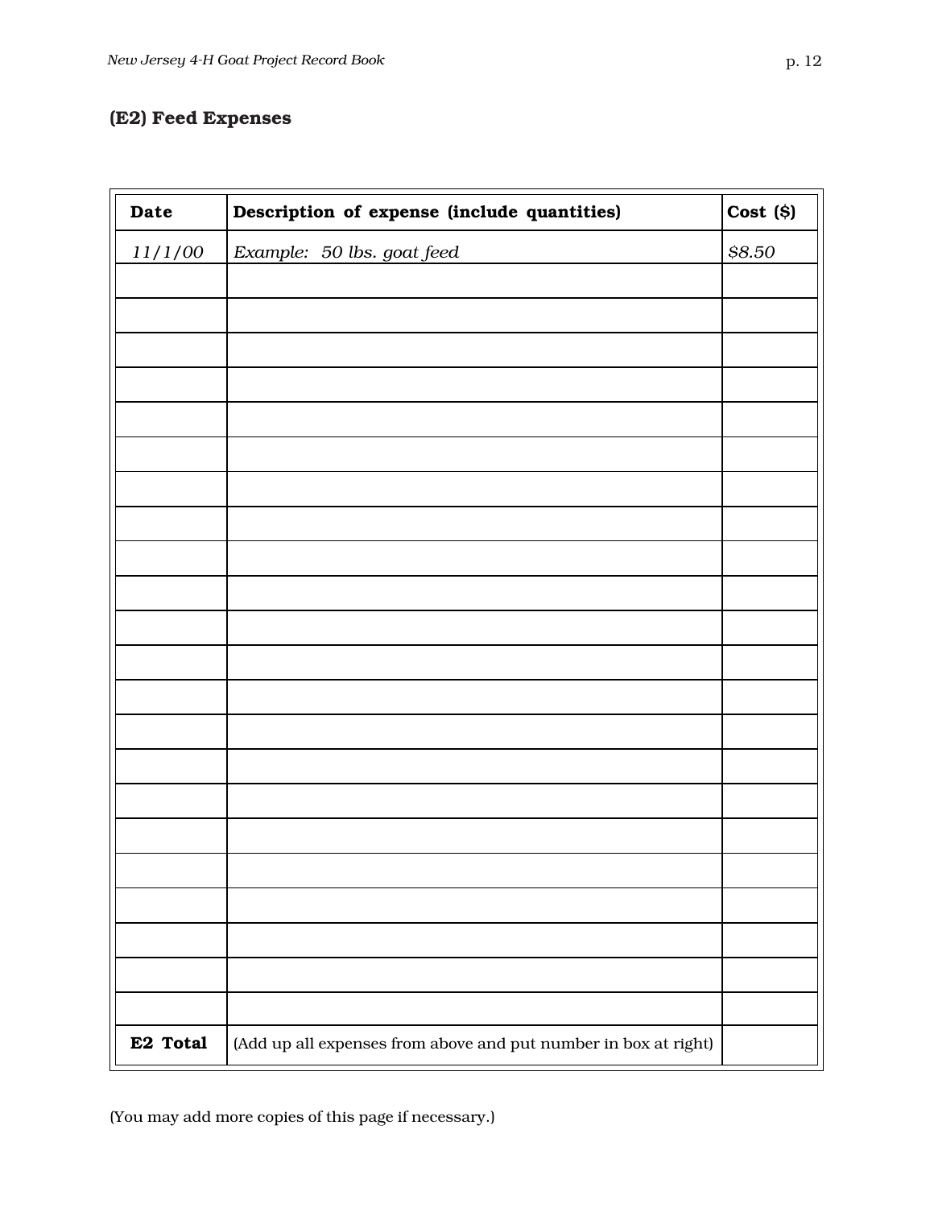### (E2) Feed Expenses

| Date | Description of expense (include quantities) | Cost ($) |
|---|---|---|
| *11/1/00* | *Example: 50 lbs. goat feed* | *$8.50* |
| | | |
| | | |
| | | |
| | | |
| | | |
| | | |
| | | |
| | | |
| | | |
| | | |
| | | |
| | | |
| | | |
| | | |
| | | |
| | | |
| | | |
| | | |
| | | |
| | | |
| | | |
| | | |
| **E2 Total** | (Add up all expenses from above and put number in box at right) | |

(You may add more copies of this page if necessary.)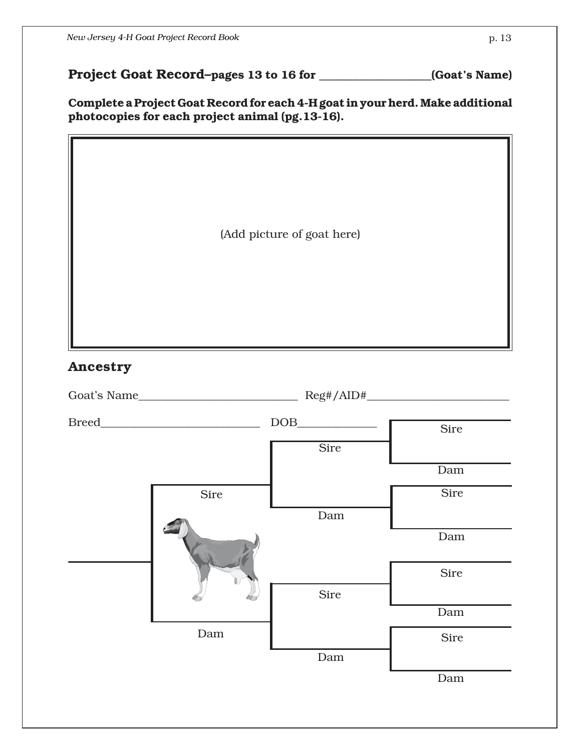## Project Goat Record–pages 13 to 16 for ___________________(Goat's Name)

**Complete a Project Goat Record for each 4-H goat in your herd. Make additional photocopies for each project animal (pg.13-16).**

(Add picture of goat here)

## Ancestry

Goat's Name___________________________ Reg#/AID#_______________________

Breed___________________________ DOB_____________

Sire

Sire

Dam

Sire

Sire

Dam

Dam

Sire

Sire

Dam

Dam

Sire

Dam

Dam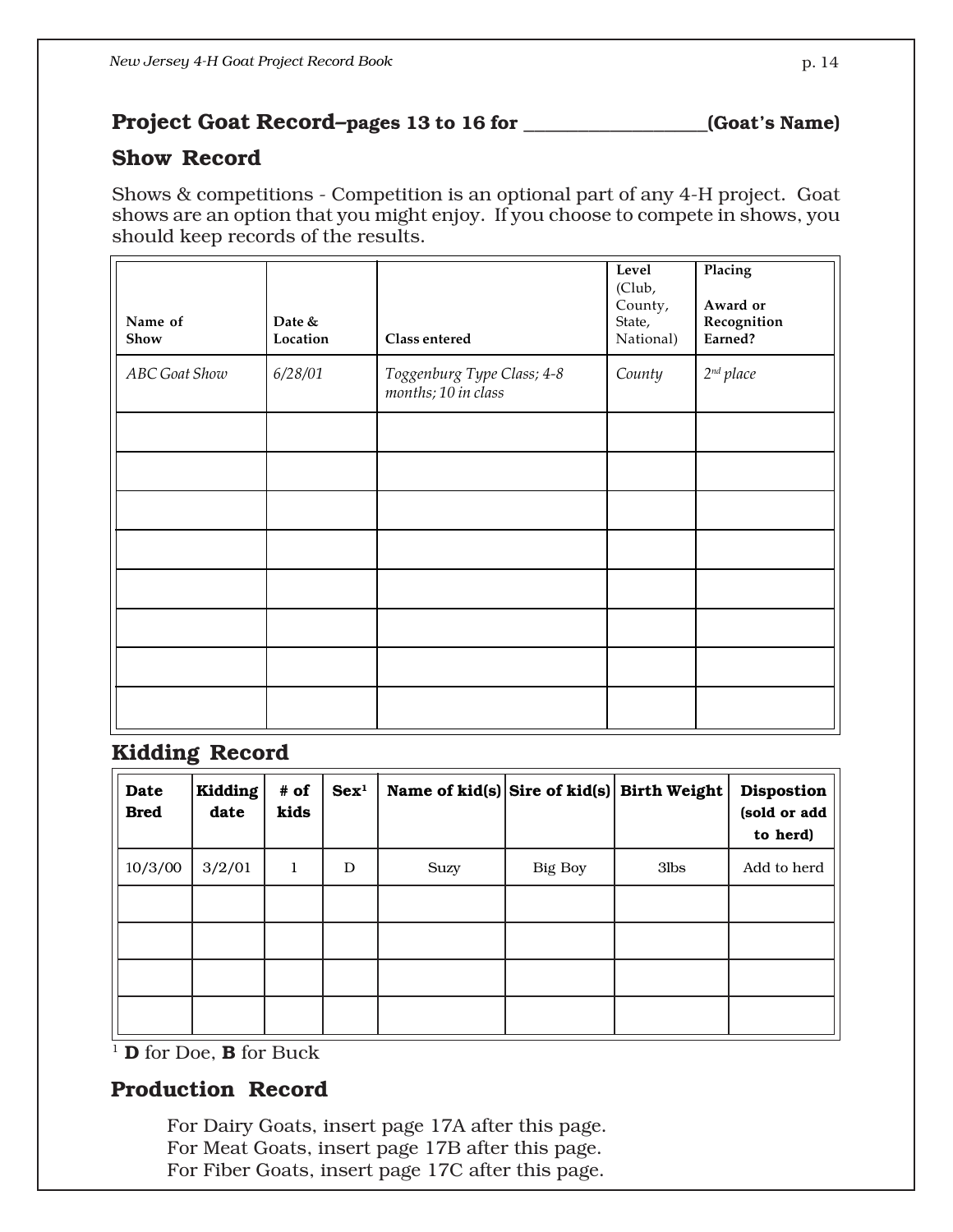## Project Goat Record–pages 13 to 16 for ____________________(Goat's Name)

## Show Record

Shows & competitions - Competition is an optional part of any 4-H project. Goat shows are an option that you might enjoy. If you choose to compete in shows, you should keep records of the results.

| Name of Show | Date & Location | Class entered | Level (Club, County, State, National) | Placing<br><br>Award or Recognition Earned? |
|---|---|---|---|---|
| *ABC Goat Show* | *6/28/01* | *Toggenburg Type Class; 4-8 months; 10 in class* | *County* | *2nd place* |
| | | | | |
| | | | | |
| | | | | |
| | | | | |
| | | | | |
| | | | | |
| | | | | |
| | | | | |

## Kidding Record

| Date Bred | Kidding date | # of kids | Sex[1] | Name of kid(s) | Sire of kid(s) | Birth Weight | Dispostion (sold or add to herd) |
|---|---|---|---|---|---|---|---|
| 10/3/00 | 3/2/01 | 1 | D | Suzy | Big Boy | 3lbs | Add to herd |
| | | | | | | | |
| | | | | | | | |
| | | | | | | | |
| | | | | | | | |

[1] **D** for Doe, **B** for Buck

## Production Record

For Dairy Goats, insert page 17A after this page.
For Meat Goats, insert page 17B after this page.
For Fiber Goats, insert page 17C after this page.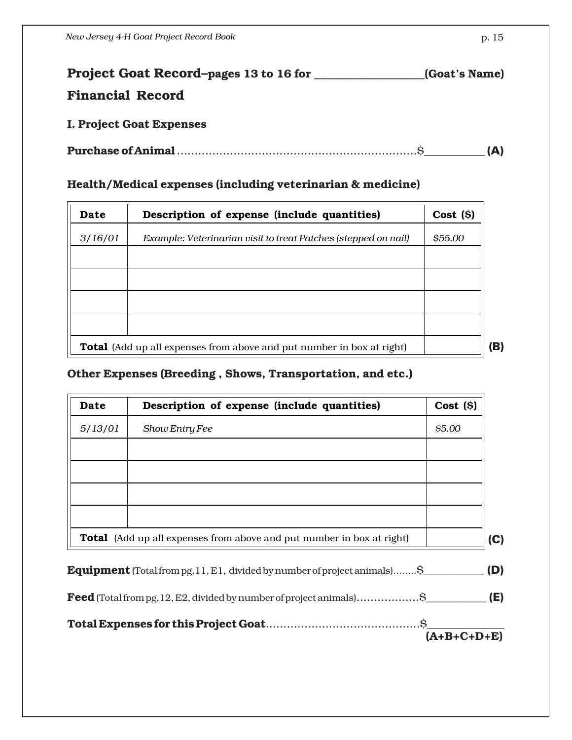## Project Goat Record–pages 13 to 16 for ___________________(Goat's Name)

## Financial Record

### I. Project Goat Expenses

**Purchase of Animal** ..................................................................$___________ **(A)**

### Health/Medical expenses (including veterinarian & medicine)

| Date | Description of expense (include quantities) | Cost ($) |
|---|---|---|
| *3/16/01* | *Example: Veterinarian visit to treat Patches (stepped on nail)* | *$55.00* |
| | | |
| | | |
| | | |
| | | |
| **Total** (Add up all expenses from above and put number in box at right) | | **(B)** |

### Other Expenses (Breeding , Shows, Transportation, and etc.)

| Date | Description of expense (include quantities) | Cost ($) |
|---|---|---|
| *5/13/01* | *Show Entry Fee* | *$5.00* |
| | | |
| | | |
| | | |
| | | |
| **Total** (Add up all expenses from above and put number in box at right) | | **(C)** |

**Equipment** (Total from pg. 11, E1, divided by number of project animals)........$____________ **(D)**

**Feed** (Total from pg. 12, E2, divided by number of project animals)..................$____________ **(E)**

**Total Expenses for this Project Goat**............................................$______________ **(A+B+C+D+E)**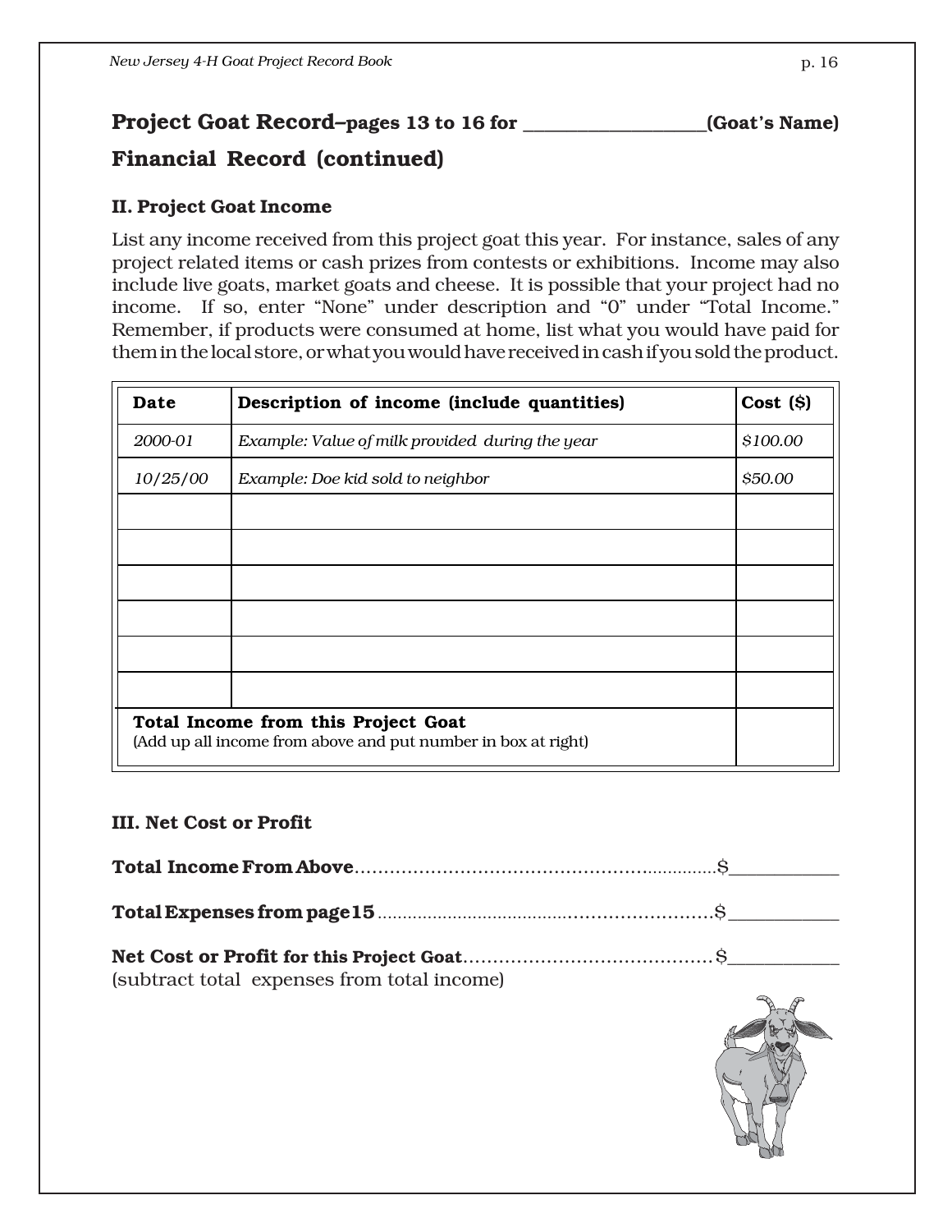## Project Goat Record–pages 13 to 16 for ___________________(Goat's Name)

## Financial Record (continued)

### II. Project Goat Income

List any income received from this project goat this year. For instance, sales of any project related items or cash prizes from contests or exhibitions. Income may also include live goats, market goats and cheese. It is possible that your project had no income. If so, enter "None" under description and "0" under "Total Income." Remember, if products were consumed at home, list what you would have paid for them in the local store, or what you would have received in cash if you sold the product.

| Date | Description of income (include quantities) | Cost ($) |
|---|---|---|
| *2000-01* | *Example: Value of milk provided during the year* | *$100.00* |
| *10/25/00* | *Example: Doe kid sold to neighbor* | *$50.00* |
| | | |
| | | |
| | | |
| | | |
| | | |
| | | |
| **Total Income from this Project Goat** (Add up all income from above and put number in box at right) | | |

### III. Net Cost or Profit

**Total Income From Above**..........................................$___________

**Total Expenses from page 15**..........................................$___________

**Net Cost or Profit for this Project Goat**..........................................$___________
(subtract total expenses from total income)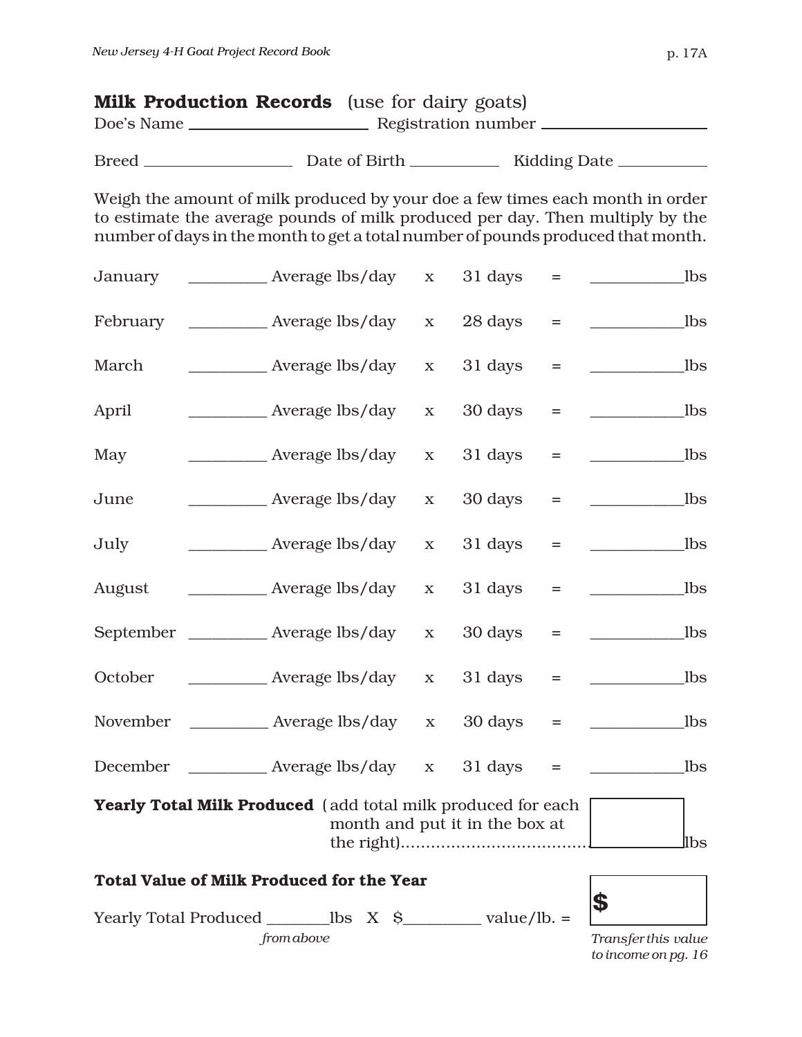## **Milk Production Records** (use for dairy goats)

Doe's Name ______________________ Registration number ____________________

Breed __________________ Date of Birth ___________ Kidding Date ___________

Weigh the amount of milk produced by your doe a few times each month in order to estimate the average pounds of milk produced per day. Then multiply by the number of days in the month to get a total number of pounds produced that month.

| Month | Average lbs/day | | Days | | Total |
|---|---|---|---|---|---|
| January | _________ Average lbs/day | x | 31 days | = | ___________lbs |
| February | _________ Average lbs/day | x | 28 days | = | ___________lbs |
| March | _________ Average lbs/day | x | 31 days | = | ___________lbs |
| April | _________ Average lbs/day | x | 30 days | = | ___________lbs |
| May | _________ Average lbs/day | x | 31 days | = | ___________lbs |
| June | _________ Average lbs/day | x | 30 days | = | ___________lbs |
| July | _________ Average lbs/day | x | 31 days | = | ___________lbs |
| August | _________ Average lbs/day | x | 31 days | = | ___________lbs |
| September | _________ Average lbs/day | x | 30 days | = | ___________lbs |
| October | _________ Average lbs/day | x | 31 days | = | ___________lbs |
| November | _________ Average lbs/day | x | 30 days | = | ___________lbs |
| December | _________ Average lbs/day | x | 31 days | = | ___________lbs |

**Yearly Total Milk Produced** (add total milk produced for each month and put it in the box at the right)................................... [ ] lbs

**Total Value of Milk Produced for the Year**

Yearly Total Produced _______lbs X $_________ value/lb. = [ $ ]

*from above*

*Transfer this value to income on pg. 16*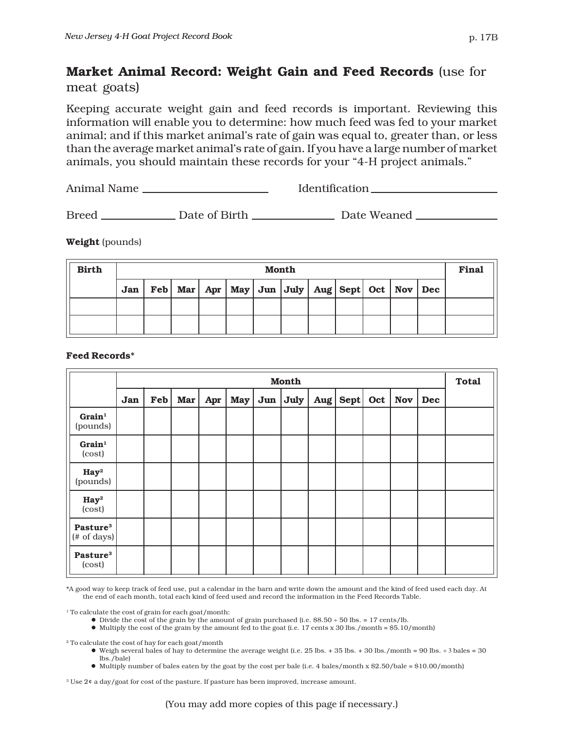## Market Animal Record: Weight Gain and Feed Records (use for meat goats)

Keeping accurate weight gain and feed records is important. Reviewing this information will enable you to determine: how much feed was fed to your market animal; and if this market animal's rate of gain was equal to, greater than, or less than the average market animal's rate of gain. If you have a large number of market animals, you should maintain these records for your "4-H project animals."

Animal Name ______________________ Identification ______________________

Breed ______________ Date of Birth ______________ Date Weaned ______________

**Weight** (pounds)

| Birth | Month | | | | | | | | | | | | Final |
|---|---|---|---|---|---|---|---|---|---|---|---|---|---|
| | Jan | Feb | Mar | Apr | May | Jun | July | Aug | Sept | Oct | Nov | Dec | |
| | | | | | | | | | | | | | |
| | | | | | | | | | | | | | |

**Feed Records***

| | Month | | | | | | | | | | | | Total |
|---|---|---|---|---|---|---|---|---|---|---|---|---|---|
| | Jan | Feb | Mar | Apr | May | Jun | July | Aug | Sept | Oct | Nov | Dec | |
| **Grain**[1] (pounds) | | | | | | | | | | | | | |
| **Grain**[1] (cost) | | | | | | | | | | | | | |
| **Hay**[2] (pounds) | | | | | | | | | | | | | |
| **Hay**[2] (cost) | | | | | | | | | | | | | |
| **Pasture**[3] (# of days) | | | | | | | | | | | | | |
| **Pasture**[3] (cost) | | | | | | | | | | | | | |

*A good way to keep track of feed use, put a calendar in the barn and write down the amount and the kind of feed used each day. At the end of each month, total each kind of feed used and record the information in the Feed Records Table.

[1] To calculate the cost of grain for each goat/month:
- Divide the cost of the grain by the amount of grain purchased (i.e. $8.50 ÷ 50 lbs. = 17 cents/lb.
- Multiply the cost of the grain by the amount fed to the goat (i.e. 17 cents x 30 lbs./month = $5.10/month)

[2] To calculate the cost of hay for each goat/month
- Weigh several bales of hay to determine the average weight (i.e. 25 lbs. + 35 lbs. + 30 lbs./month = 90 lbs. ÷ 3 bales = 30 lbs./bale)
- Multiply number of bales eaten by the goat by the cost per bale (i.e. 4 bales/month x $2.50/bale = $10.00/month)

[3] Use 2¢ a day/goat for cost of the pasture. If pasture has been improved, increase amount.

(You may add more copies of this page if necessary.)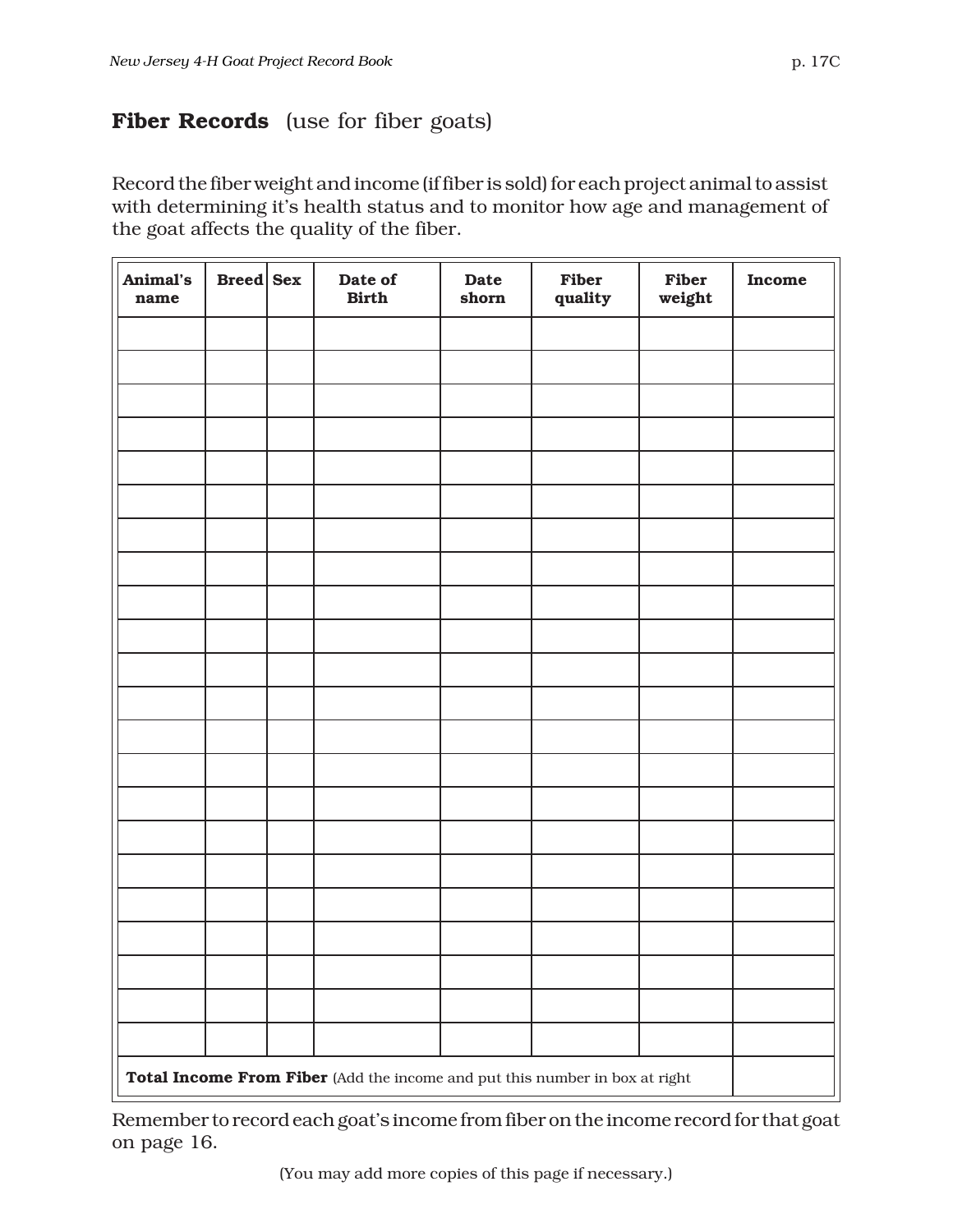## **Fiber Records** (use for fiber goats)

Record the fiber weight and income (if fiber is sold) for each project animal to assist with determining it's health status and to monitor how age and management of the goat affects the quality of the fiber.

| Animal's name | Breed | Sex | Date of Birth | Date shorn | Fiber quality | Fiber weight | Income |
|---|---|---|---|---|---|---|---|
| | | | | | | | |
| | | | | | | | |
| | | | | | | | |
| | | | | | | | |
| | | | | | | | |
| | | | | | | | |
| | | | | | | | |
| | | | | | | | |
| | | | | | | | |
| | | | | | | | |
| | | | | | | | |
| | | | | | | | |
| | | | | | | | |
| | | | | | | | |
| | | | | | | | |
| | | | | | | | |
| | | | | | | | |
| | | | | | | | |
| | | | | | | | |
| | | | | | | | |
| | | | | | | | |
| | | | | | | | |
| **Total Income From Fiber** (Add the income and put this number in box at right | | | | | | | |

Remember to record each goat's income from fiber on the income record for that goat on page 16.

(You may add more copies of this page if necessary.)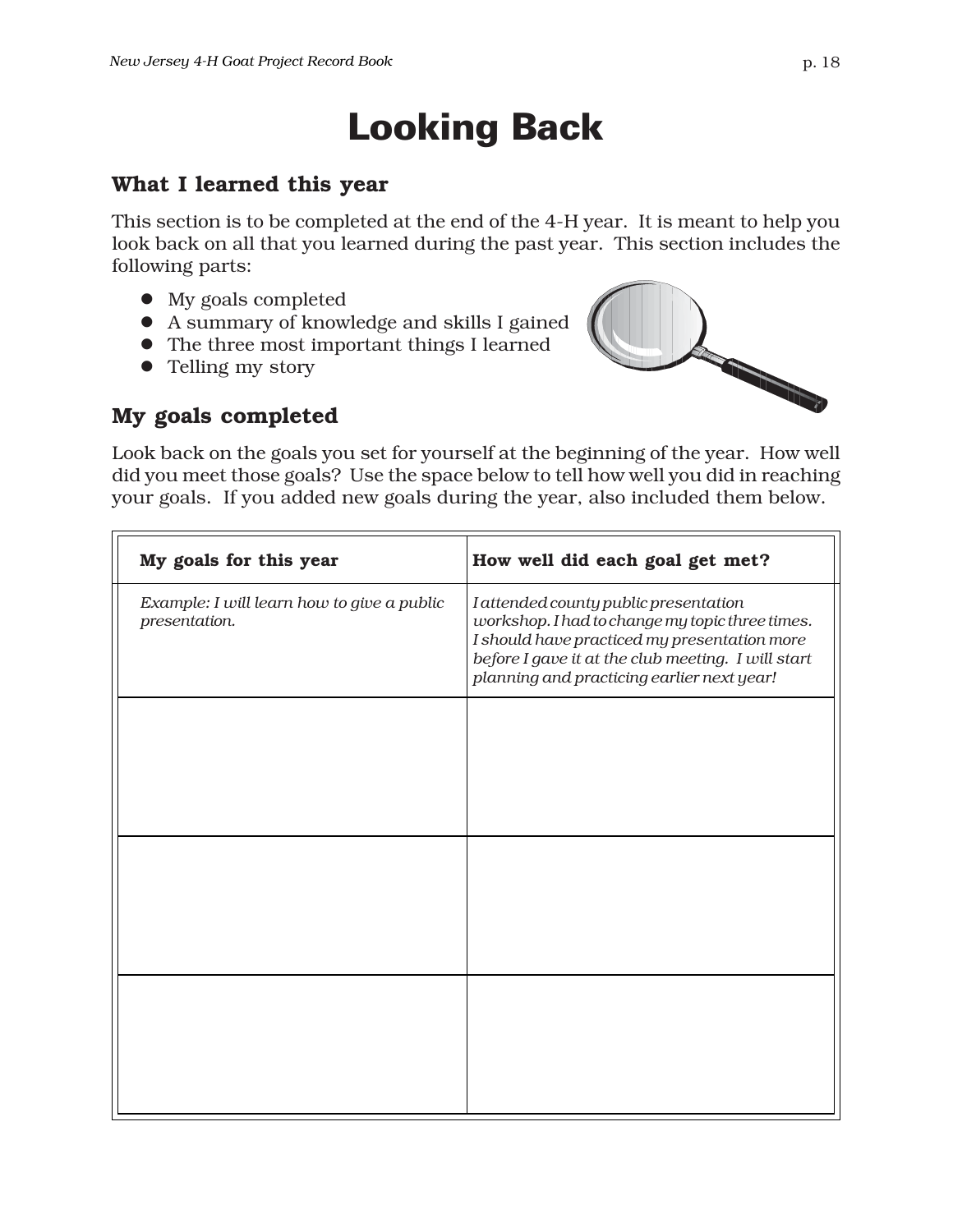# Looking Back

## What I learned this year

This section is to be completed at the end of the 4-H year. It is meant to help you look back on all that you learned during the past year. This section includes the following parts:

- My goals completed
- A summary of knowledge and skills I gained
- The three most important things I learned
- Telling my story

## My goals completed

Look back on the goals you set for yourself at the beginning of the year. How well did you meet those goals? Use the space below to tell how well you did in reaching your goals. If you added new goals during the year, also included them below.

| My goals for this year | How well did each goal get met? |
|---|---|
| *Example: I will learn how to give a public presentation.* | *I attended county public presentation workshop. I had to change my topic three times. I should have practiced my presentation more before I gave it at the club meeting. I will start planning and practicing earlier next year!* |
| | |
| | |
| | |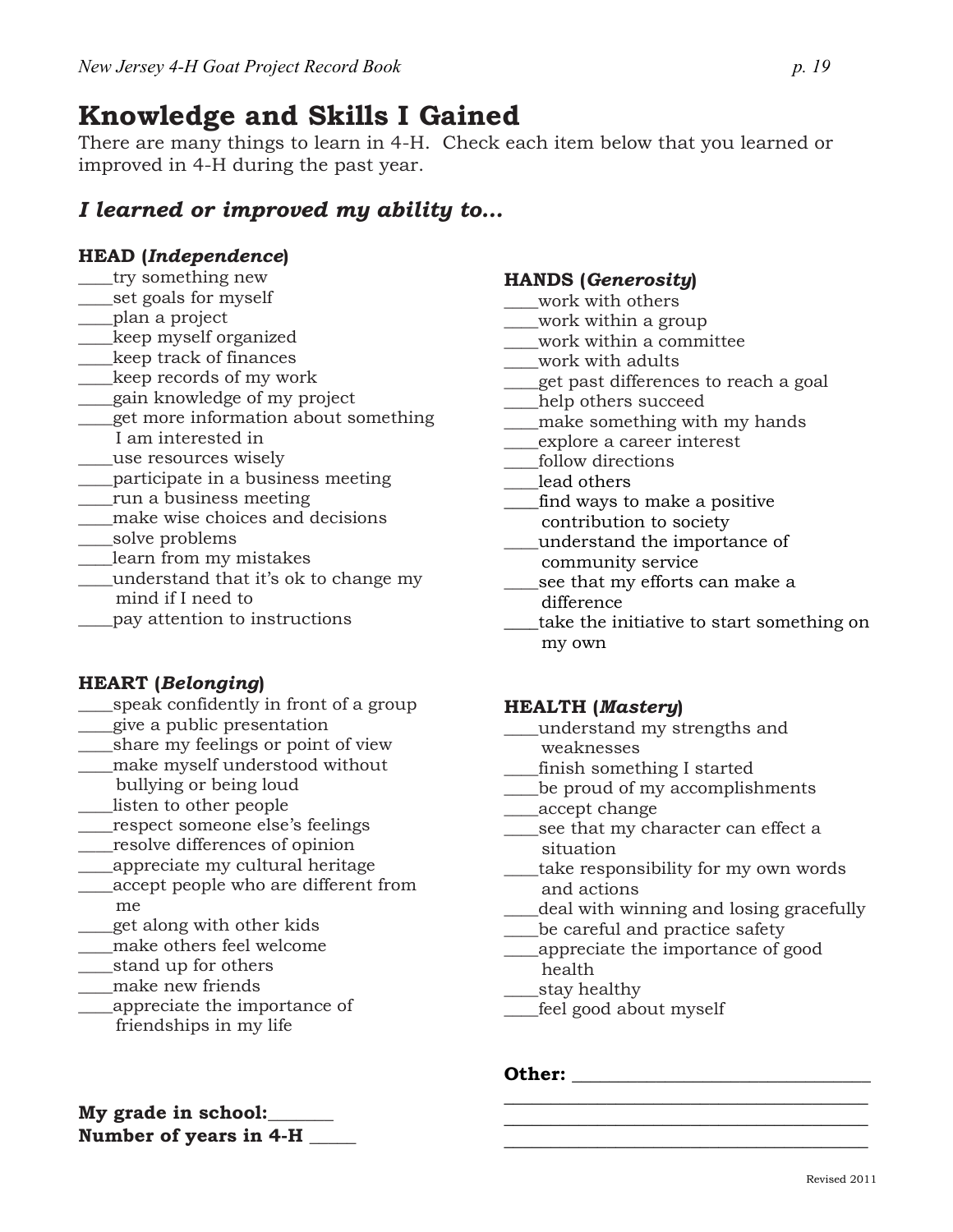# Knowledge and Skills I Gained

There are many things to learn in 4-H. Check each item below that you learned or improved in 4-H during the past year.

## *I learned or improved my ability to…*

**HEAD (*Independence*)**

____try something new
____set goals for myself
____plan a project
____keep myself organized
____keep track of finances
____keep records of my work
____gain knowledge of my project
____get more information about something I am interested in
____use resources wisely
____participate in a business meeting
____run a business meeting
____make wise choices and decisions
____solve problems
____learn from my mistakes
____understand that it's ok to change my mind if I need to
____pay attention to instructions

**HEART (*Belonging*)**

____speak confidently in front of a group
____give a public presentation
____share my feelings or point of view
____make myself understood without bullying or being loud
____listen to other people
____respect someone else's feelings
____resolve differences of opinion
____appreciate my cultural heritage
____accept people who are different from me
____get along with other kids
____make others feel welcome
____stand up for others
____make new friends
____appreciate the importance of friendships in my life

**My grade in school:**_______
**Number of years in 4-H** _____

**HANDS (*Generosity*)**

____work with others
____work within a group
____work within a committee
____work with adults
____get past differences to reach a goal
____help others succeed
____make something with my hands
____explore a career interest
____follow directions
____lead others
____find ways to make a positive contribution to society
____understand the importance of community service
____see that my efforts can make a difference
____take the initiative to start something on my own

**HEALTH (*Mastery*)**

____understand my strengths and weaknesses
____finish something I started
____be proud of my accomplishments
____accept change
____see that my character can effect a situation
____take responsibility for my own words and actions
____deal with winning and losing gracefully
____be careful and practice safety
____appreciate the importance of good health
____stay healthy
____feel good about myself

**Other:** ________________________________
________________________________________
________________________________________
________________________________________

Revised 2011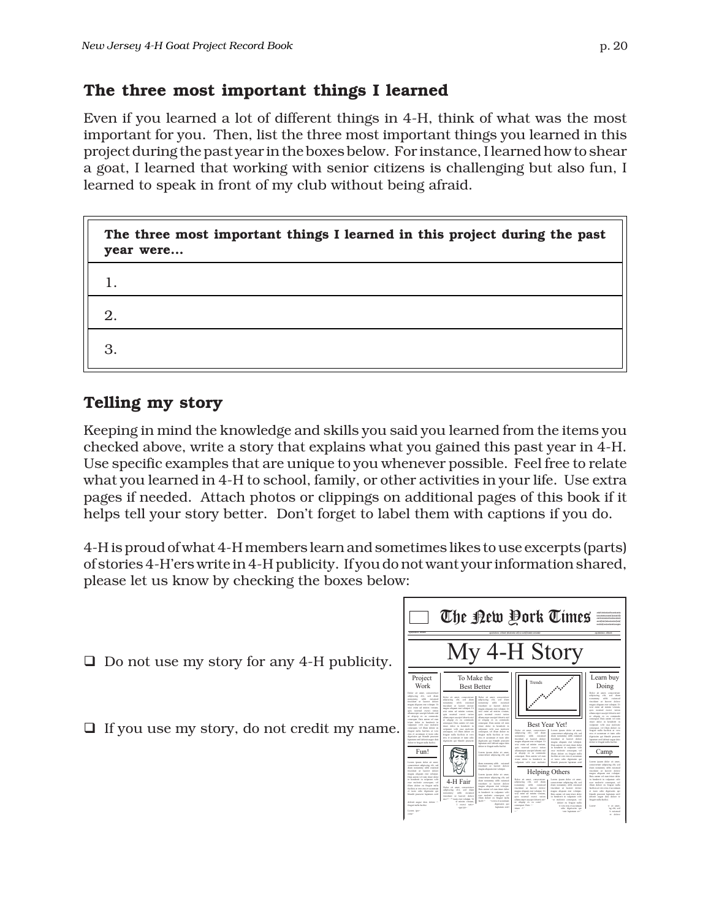## The three most important things I learned

Even if you learned a lot of different things in 4-H, think of what was the most important for you. Then, list the three most important things you learned in this project during the past year in the boxes below. For instance, I learned how to shear a goat, I learned that working with senior citizens is challenging but also fun, I learned to speak in front of my club without being afraid.

| **The three most important things I learned in this project during the past year were…** |
|---|
| 1. |
| 2. |
| 3. |

## Telling my story

Keeping in mind the knowledge and skills you said you learned from the items you checked above, write a story that explains what you gained this past year in 4-H. Use specific examples that are unique to you whenever possible. Feel free to relate what you learned in 4-H to school, family, or other activities in your life. Use extra pages if needed. Attach photos or clippings on additional pages of this book if it helps tell your story better. Don't forget to label them with captions if you do.

4-H is proud of what 4-H members learn and sometimes likes to use excerpts (parts) of stories 4-H'ers write in 4-H publicity. If you do not want your information shared, please let us know by checking the boxes below:

- ☐ Do not use my story for any 4-H publicity.
- ☐ If you use my story, do not credit my name.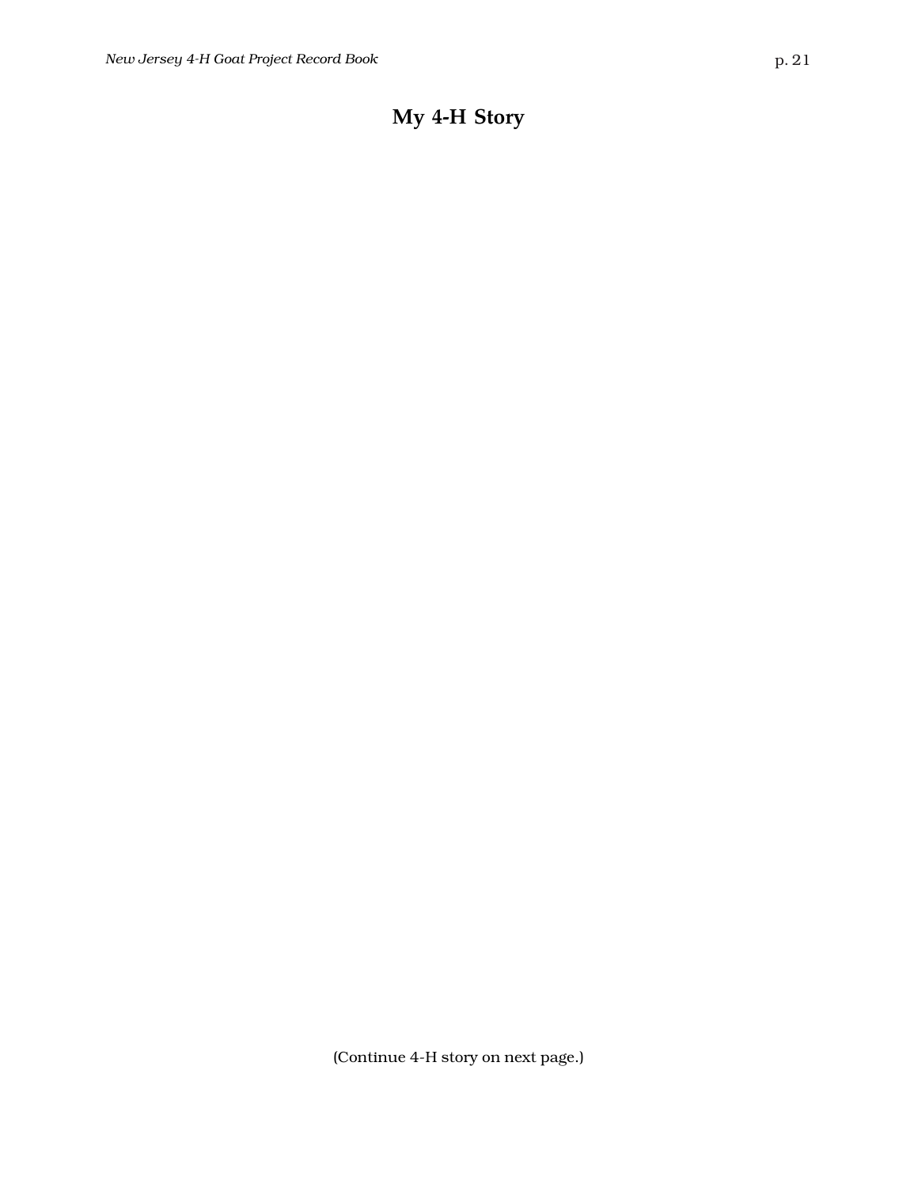# My 4-H Story

(Continue 4-H story on next page.)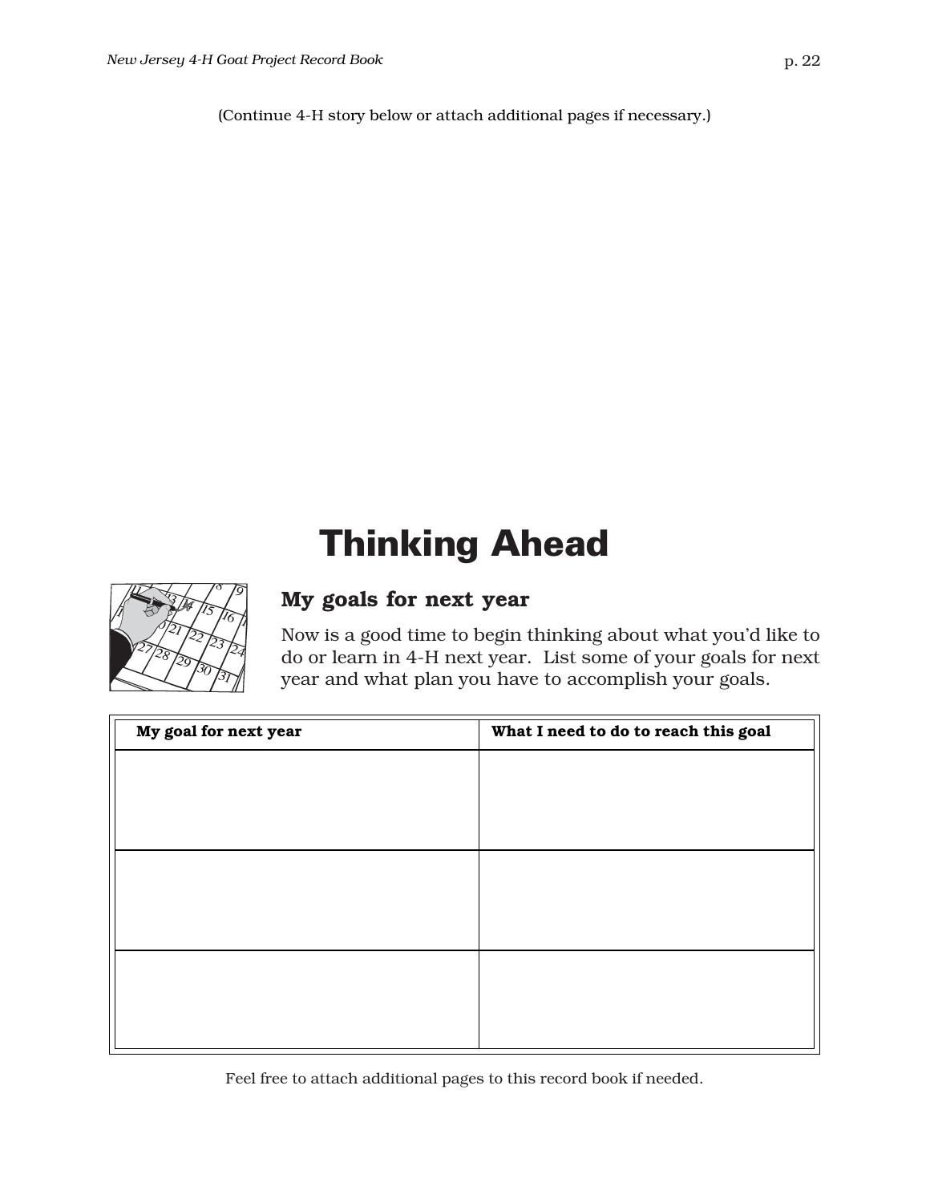(Continue 4-H story below or attach additional pages if necessary.)

# Thinking Ahead

## My goals for next year

Now is a good time to begin thinking about what you'd like to do or learn in 4-H next year. List some of your goals for next year and what plan you have to accomplish your goals.

| My goal for next year | What I need to do to reach this goal |
|---|---|
| | |
| | |
| | |

Feel free to attach additional pages to this record book if needed.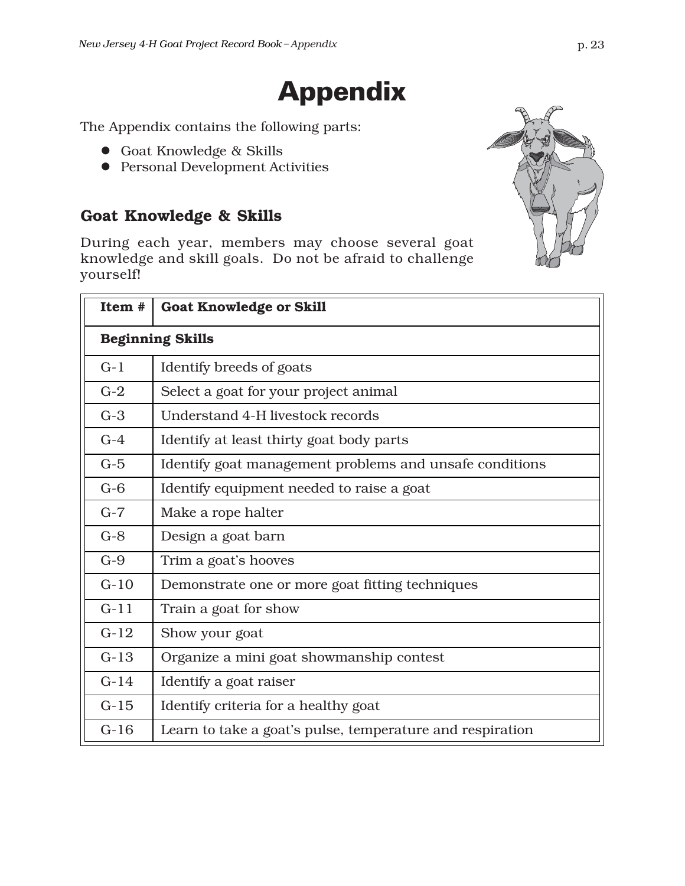# Appendix

The Appendix contains the following parts:

- Goat Knowledge & Skills
- Personal Development Activities

## Goat Knowledge & Skills

During each year, members may choose several goat knowledge and skill goals. Do not be afraid to challenge yourself!

| Item # | Goat Knowledge or Skill |
|---|---|
| **Beginning Skills** | |
| G-1 | Identify breeds of goats |
| G-2 | Select a goat for your project animal |
| G-3 | Understand 4-H livestock records |
| G-4 | Identify at least thirty goat body parts |
| G-5 | Identify goat management problems and unsafe conditions |
| G-6 | Identify equipment needed to raise a goat |
| G-7 | Make a rope halter |
| G-8 | Design a goat barn |
| G-9 | Trim a goat's hooves |
| G-10 | Demonstrate one or more goat fitting techniques |
| G-11 | Train a goat for show |
| G-12 | Show your goat |
| G-13 | Organize a mini goat showmanship contest |
| G-14 | Identify a goat raiser |
| G-15 | Identify criteria for a healthy goat |
| G-16 | Learn to take a goat's pulse, temperature and respiration |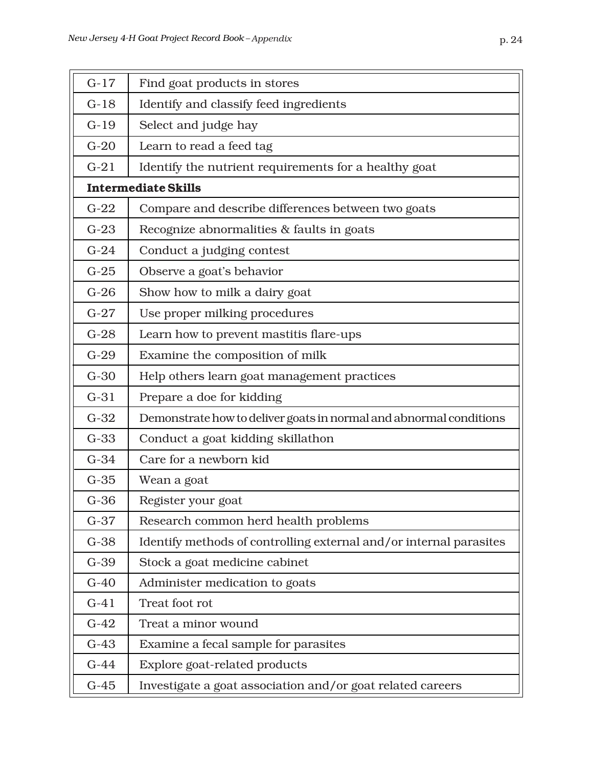| | |
|---|---|
| G-17 | Find goat products in stores |
| G-18 | Identify and classify feed ingredients |
| G-19 | Select and judge hay |
| G-20 | Learn to read a feed tag |
| G-21 | Identify the nutrient requirements for a healthy goat |
| **Intermediate Skills** | |
| G-22 | Compare and describe differences between two goats |
| G-23 | Recognize abnormalities & faults in goats |
| G-24 | Conduct a judging contest |
| G-25 | Observe a goat's behavior |
| G-26 | Show how to milk a dairy goat |
| G-27 | Use proper milking procedures |
| G-28 | Learn how to prevent mastitis flare-ups |
| G-29 | Examine the composition of milk |
| G-30 | Help others learn goat management practices |
| G-31 | Prepare a doe for kidding |
| G-32 | Demonstrate how to deliver goats in normal and abnormal conditions |
| G-33 | Conduct a goat kidding skillathon |
| G-34 | Care for a newborn kid |
| G-35 | Wean a goat |
| G-36 | Register your goat |
| G-37 | Research common herd health problems |
| G-38 | Identify methods of controlling external and/or internal parasites |
| G-39 | Stock a goat medicine cabinet |
| G-40 | Administer medication to goats |
| G-41 | Treat foot rot |
| G-42 | Treat a minor wound |
| G-43 | Examine a fecal sample for parasites |
| G-44 | Explore goat-related products |
| G-45 | Investigate a goat association and/or goat related careers |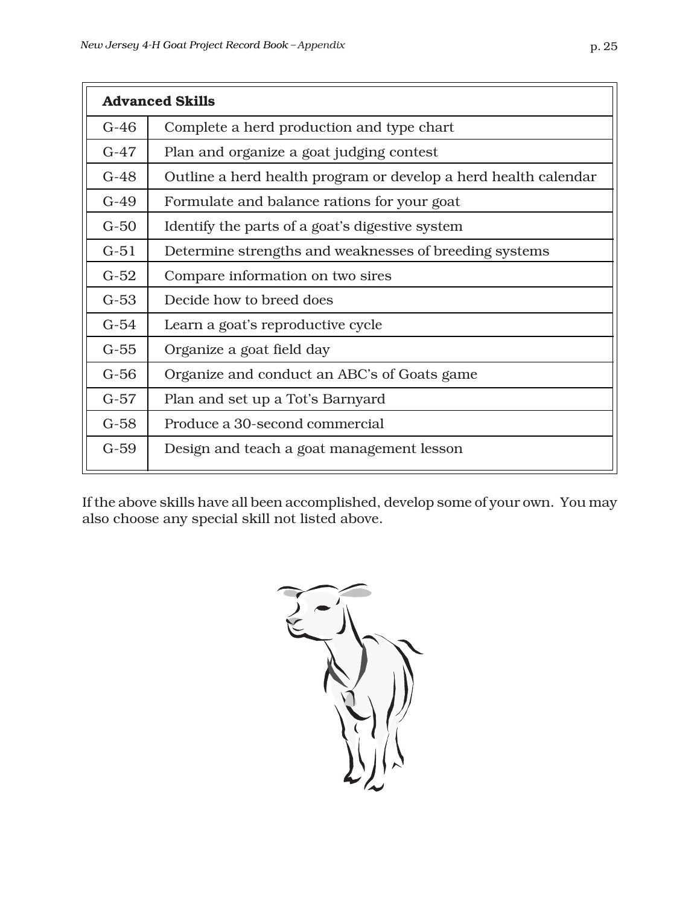| Advanced Skills | |
|---|---|
| G-46 | Complete a herd production and type chart |
| G-47 | Plan and organize a goat judging contest |
| G-48 | Outline a herd health program or develop a herd health calendar |
| G-49 | Formulate and balance rations for your goat |
| G-50 | Identify the parts of a goat's digestive system |
| G-51 | Determine strengths and weaknesses of breeding systems |
| G-52 | Compare information on two sires |
| G-53 | Decide how to breed does |
| G-54 | Learn a goat's reproductive cycle |
| G-55 | Organize a goat field day |
| G-56 | Organize and conduct an ABC's of Goats game |
| G-57 | Plan and set up a Tot's Barnyard |
| G-58 | Produce a 30-second commercial |
| G-59 | Design and teach a goat management lesson |

If the above skills have all been accomplished, develop some of your own. You may also choose any special skill not listed above.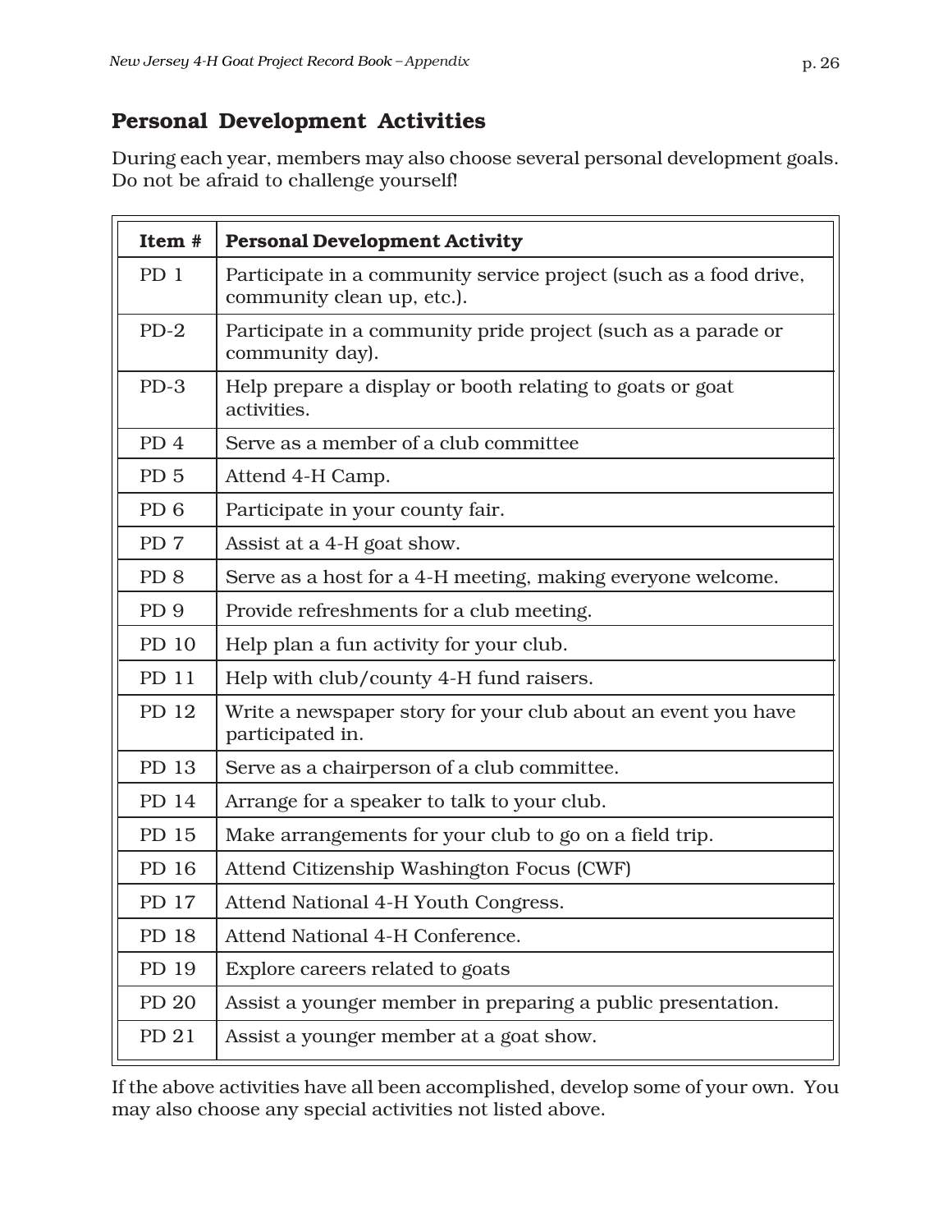## Personal Development Activities

During each year, members may also choose several personal development goals. Do not be afraid to challenge yourself!

| Item # | Personal Development Activity |
| --- | --- |
| PD 1 | Participate in a community service project (such as a food drive, community clean up, etc.). |
| PD-2 | Participate in a community pride project (such as a parade or community day). |
| PD-3 | Help prepare a display or booth relating to goats or goat activities. |
| PD 4 | Serve as a member of a club committee |
| PD 5 | Attend 4-H Camp. |
| PD 6 | Participate in your county fair. |
| PD 7 | Assist at a 4-H goat show. |
| PD 8 | Serve as a host for a 4-H meeting, making everyone welcome. |
| PD 9 | Provide refreshments for a club meeting. |
| PD 10 | Help plan a fun activity for your club. |
| PD 11 | Help with club/county 4-H fund raisers. |
| PD 12 | Write a newspaper story for your club about an event you have participated in. |
| PD 13 | Serve as a chairperson of a club committee. |
| PD 14 | Arrange for a speaker to talk to your club. |
| PD 15 | Make arrangements for your club to go on a field trip. |
| PD 16 | Attend Citizenship Washington Focus (CWF) |
| PD 17 | Attend National 4-H Youth Congress. |
| PD 18 | Attend National 4-H Conference. |
| PD 19 | Explore careers related to goats |
| PD 20 | Assist a younger member in preparing a public presentation. |
| PD 21 | Assist a younger member at a goat show. |

If the above activities have all been accomplished, develop some of your own. You may also choose any special activities not listed above.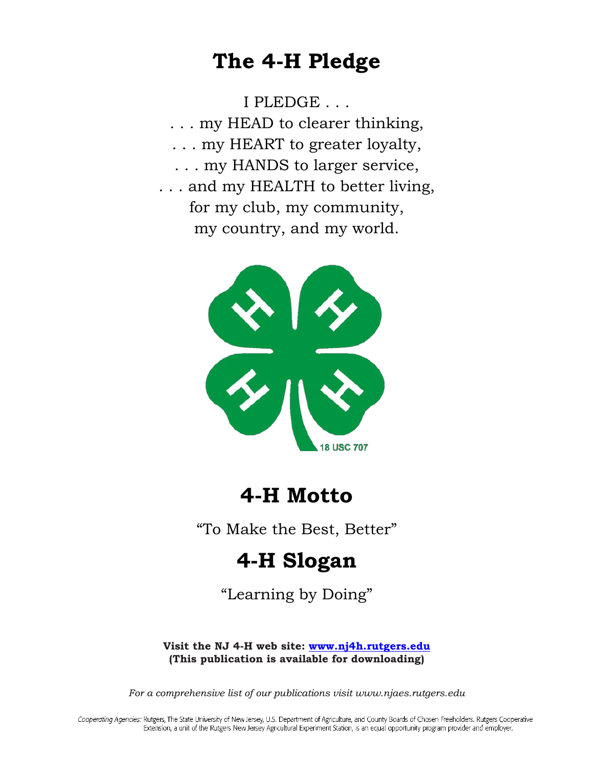# The 4-H Pledge

I PLEDGE . . .
. . . my HEAD to clearer thinking,
. . . my HEART to greater loyalty,
. . . my HANDS to larger service,
. . . and my HEALTH to better living,
for my club, my community,
my country, and my world.

18 USC 707

# 4-H Motto

"To Make the Best, Better"

# 4-H Slogan

"Learning by Doing"

**Visit the NJ 4-H web site: [www.nj4h.rutgers.edu](http://www.nj4h.rutgers.edu)**
**(This publication is available for downloading)**

*For a comprehensive list of our publications visit www.njaes.rutgers.edu*

*Cooperating Agencies:* Rutgers, The State University of New Jersey, U.S. Department of Agriculture, and County Boards of Chosen Freeholders. Rutgers Cooperative Extension, a unit of the Rutgers New Jersey Agricultural Experiment Station, is an equal opportunity program provider and employer.